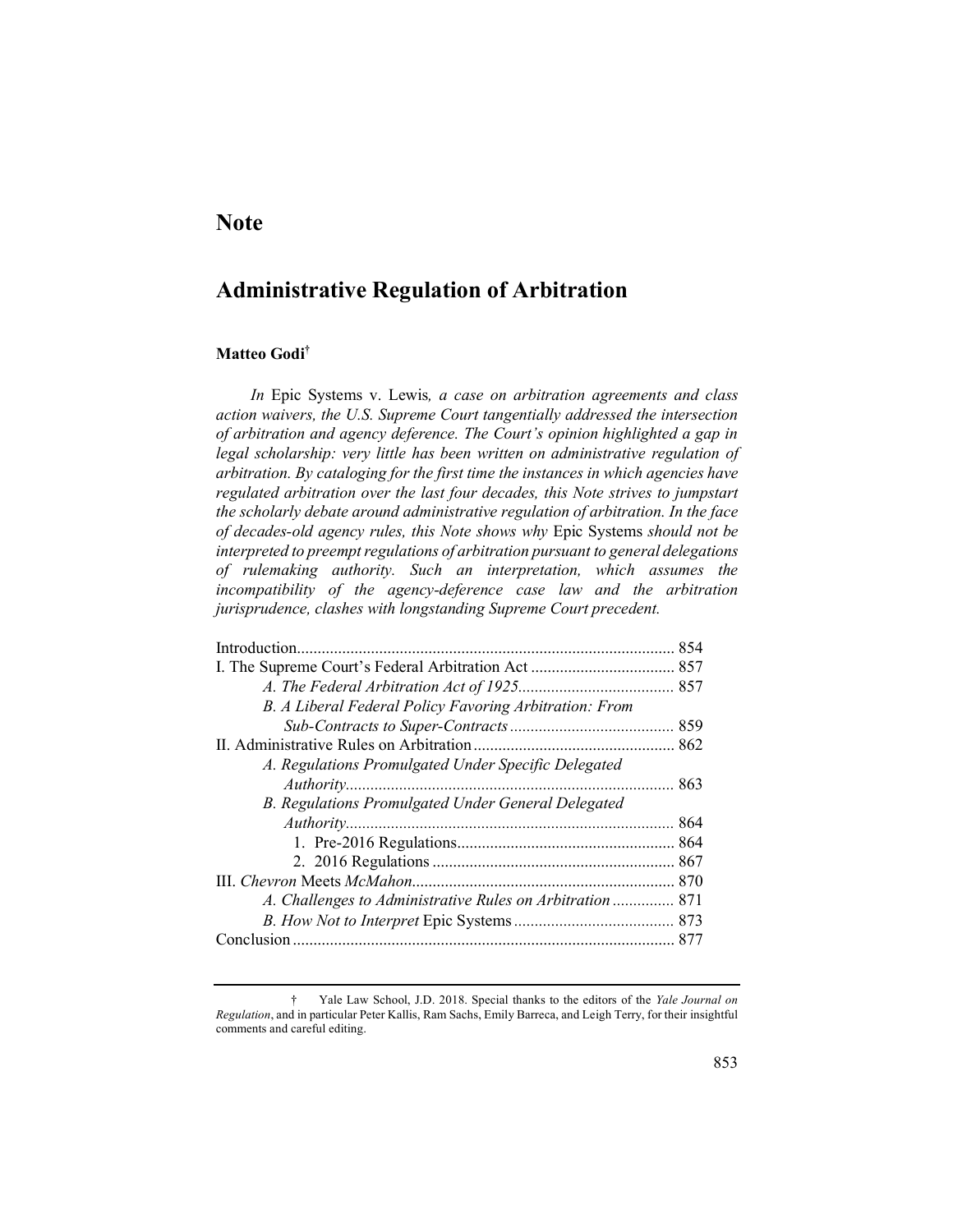# Note

## Administrative Regulation of Arbitration

**Matteo Godi**[†]

*In* Epic Systems v. Lewis*, a case on arbitration agreements and class action waivers, the U.S. Supreme Court tangentially addressed the intersection of arbitration and agency deference. The Court's opinion highlighted a gap in legal scholarship: very little has been written on administrative regulation of arbitration. By cataloging for the first time the instances in which agencies have regulated arbitration over the last four decades, this Note strives to jumpstart the scholarly debate around administrative regulation of arbitration. In the face of decades-old agency rules, this Note shows why* Epic Systems *should not be interpreted to preempt regulations of arbitration pursuant to general delegations of rulemaking authority. Such an interpretation, which assumes the incompatibility of the agency-deference case law and the arbitration jurisprudence, clashes with longstanding Supreme Court precedent.*

| | |
|---|---|
| Introduction | 854 |
| I. The Supreme Court's Federal Arbitration Act | 857 |
| *A. The Federal Arbitration Act of 1925* | 857 |
| *B. A Liberal Federal Policy Favoring Arbitration: From Sub-Contracts to Super-Contracts* | 859 |
| II. Administrative Rules on Arbitration | 862 |
| *A. Regulations Promulgated Under Specific Delegated Authority* | 863 |
| *B. Regulations Promulgated Under General Delegated Authority* | 864 |
| 1. Pre-2016 Regulations | 864 |
| 2. 2016 Regulations | 867 |
| III. *Chevron* Meets *McMahon* | 870 |
| *A. Challenges to Administrative Rules on Arbitration* | 871 |
| *B. How Not to Interpret* Epic Systems | 873 |
| Conclusion | 877 |

† Yale Law School, J.D. 2018. Special thanks to the editors of the *Yale Journal on Regulation*, and in particular Peter Kallis, Ram Sachs, Emily Barreca, and Leigh Terry, for their insightful comments and careful editing.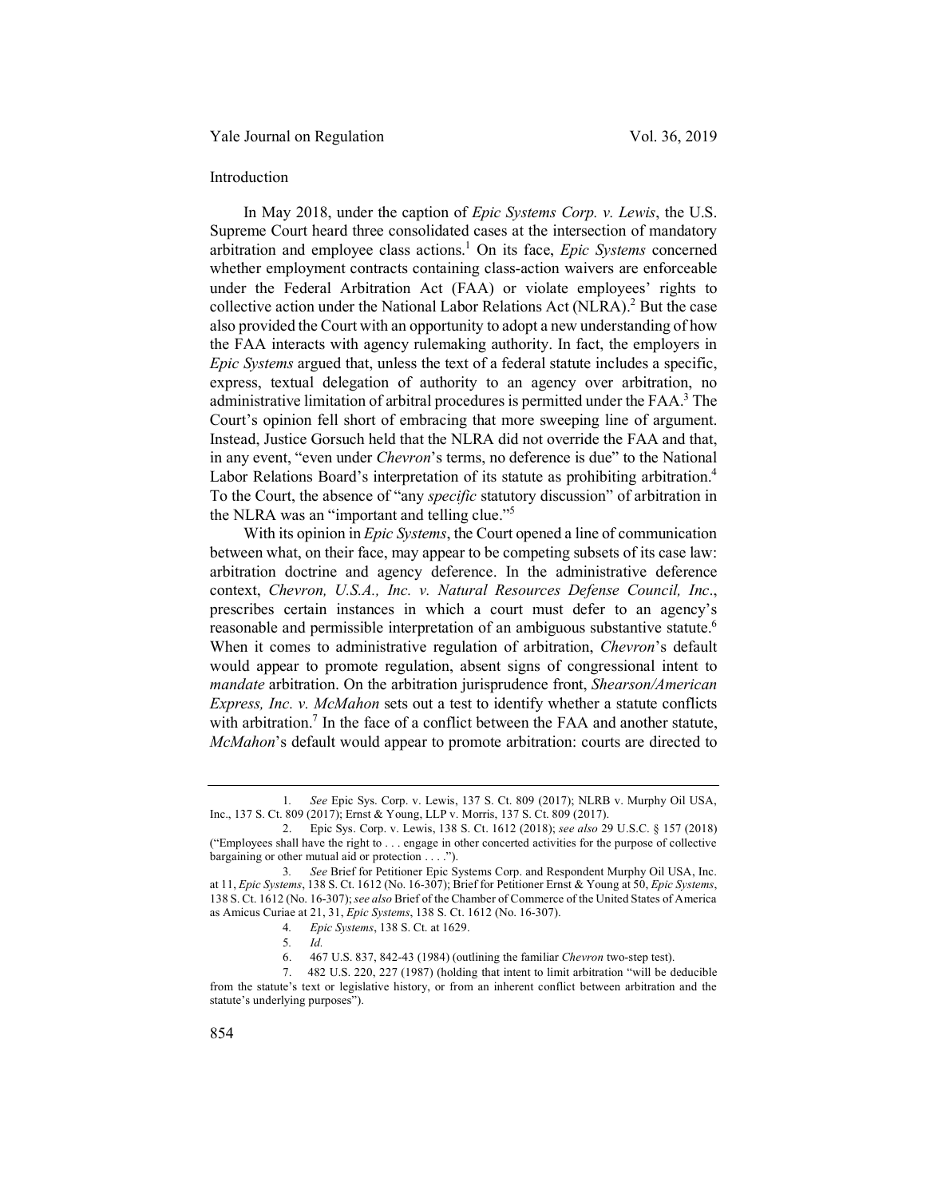## Introduction

In May 2018, under the caption of *Epic Systems Corp. v. Lewis*, the U.S. Supreme Court heard three consolidated cases at the intersection of mandatory arbitration and employee class actions.[1] On its face, *Epic Systems* concerned whether employment contracts containing class-action waivers are enforceable under the Federal Arbitration Act (FAA) or violate employees' rights to collective action under the National Labor Relations Act (NLRA).[2] But the case also provided the Court with an opportunity to adopt a new understanding of how the FAA interacts with agency rulemaking authority. In fact, the employers in *Epic Systems* argued that, unless the text of a federal statute includes a specific, express, textual delegation of authority to an agency over arbitration, no administrative limitation of arbitral procedures is permitted under the FAA.[3] The Court's opinion fell short of embracing that more sweeping line of argument. Instead, Justice Gorsuch held that the NLRA did not override the FAA and that, in any event, "even under *Chevron*'s terms, no deference is due" to the National Labor Relations Board's interpretation of its statute as prohibiting arbitration.[4] To the Court, the absence of "any *specific* statutory discussion" of arbitration in the NLRA was an "important and telling clue."[5]

With its opinion in *Epic Systems*, the Court opened a line of communication between what, on their face, may appear to be competing subsets of its case law: arbitration doctrine and agency deference. In the administrative deference context, *Chevron, U.S.A., Inc. v. Natural Resources Defense Council, Inc*., prescribes certain instances in which a court must defer to an agency's reasonable and permissible interpretation of an ambiguous substantive statute.[6] When it comes to administrative regulation of arbitration, *Chevron*'s default would appear to promote regulation, absent signs of congressional intent to *mandate* arbitration. On the arbitration jurisprudence front, *Shearson/American Express, Inc. v. McMahon* sets out a test to identify whether a statute conflicts with arbitration.[7] In the face of a conflict between the FAA and another statute, *McMahon*'s default would appear to promote arbitration: courts are directed to

---

1. *See* Epic Sys. Corp. v. Lewis, 137 S. Ct. 809 (2017); NLRB v. Murphy Oil USA, Inc., 137 S. Ct. 809 (2017); Ernst & Young, LLP v. Morris, 137 S. Ct. 809 (2017).

2. Epic Sys. Corp. v. Lewis, 138 S. Ct. 1612 (2018); *see also* 29 U.S.C. § 157 (2018) ("Employees shall have the right to . . . engage in other concerted activities for the purpose of collective bargaining or other mutual aid or protection . . . .").

3. *See* Brief for Petitioner Epic Systems Corp. and Respondent Murphy Oil USA, Inc. at 11, *Epic Systems*, 138 S. Ct. 1612 (No. 16-307); Brief for Petitioner Ernst & Young at 50, *Epic Systems*, 138 S. Ct. 1612 (No. 16-307); *see also* Brief of the Chamber of Commerce of the United States of America as Amicus Curiae at 21, 31, *Epic Systems*, 138 S. Ct. 1612 (No. 16-307).

4. *Epic Systems*, 138 S. Ct. at 1629.

5. *Id.*

6. 467 U.S. 837, 842-43 (1984) (outlining the familiar *Chevron* two-step test).

7. 482 U.S. 220, 227 (1987) (holding that intent to limit arbitration "will be deducible from the statute's text or legislative history, or from an inherent conflict between arbitration and the statute's underlying purposes").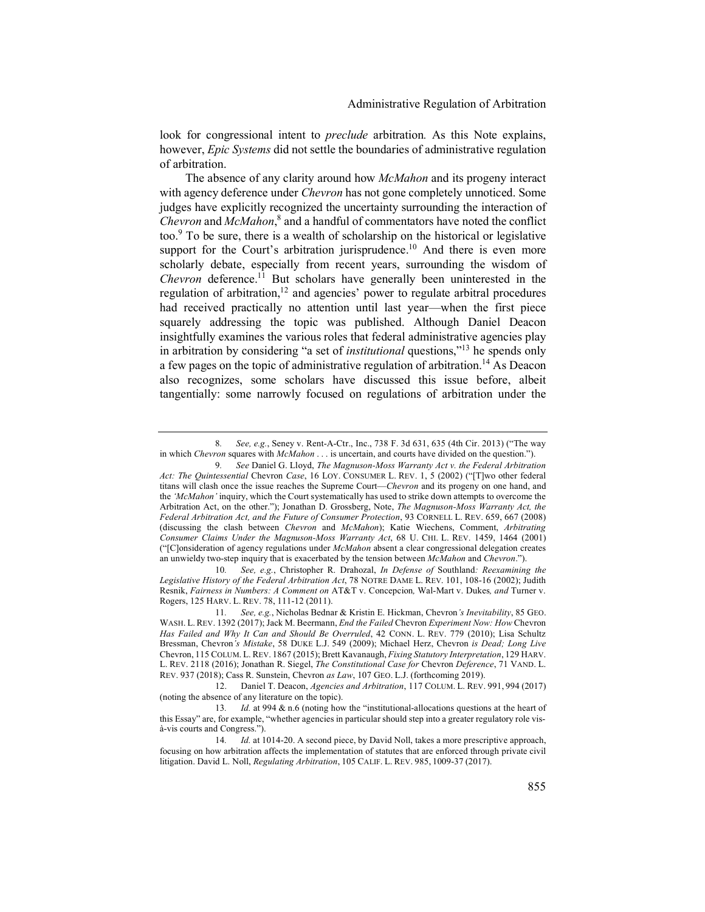look for congressional intent to *preclude* arbitration. As this Note explains, however, *Epic Systems* did not settle the boundaries of administrative regulation of arbitration.

The absence of any clarity around how *McMahon* and its progeny interact with agency deference under *Chevron* has not gone completely unnoticed. Some judges have explicitly recognized the uncertainty surrounding the interaction of *Chevron* and *McMahon*,[8] and a handful of commentators have noted the conflict too.[9] To be sure, there is a wealth of scholarship on the historical or legislative support for the Court's arbitration jurisprudence.[10] And there is even more scholarly debate, especially from recent years, surrounding the wisdom of *Chevron* deference.[11] But scholars have generally been uninterested in the regulation of arbitration,[12] and agencies' power to regulate arbitral procedures had received practically no attention until last year—when the first piece squarely addressing the topic was published. Although Daniel Deacon insightfully examines the various roles that federal administrative agencies play in arbitration by considering "a set of *institutional* questions,"[13] he spends only a few pages on the topic of administrative regulation of arbitration.[14] As Deacon also recognizes, some scholars have discussed this issue before, albeit tangentially: some narrowly focused on regulations of arbitration under the

---

8. *See, e.g.*, Seney v. Rent-A-Ctr., Inc., 738 F. 3d 631, 635 (4th Cir. 2013) ("The way in which *Chevron* squares with *McMahon* . . . is uncertain, and courts have divided on the question.").

9. *See* Daniel G. Lloyd, *The Magnuson-Moss Warranty Act v. the Federal Arbitration Act: The Quintessential* Chevron *Case*, 16 LOY. CONSUMER L. REV. 1, 5 (2002) ("[T]wo other federal titans will clash once the issue reaches the Supreme Court—*Chevron* and its progeny on one hand, and the *'McMahon'* inquiry, which the Court systematically has used to strike down attempts to overcome the Arbitration Act, on the other."); Jonathan D. Grossberg, Note, *The Magnuson-Moss Warranty Act, the Federal Arbitration Act, and the Future of Consumer Protection*, 93 CORNELL L. REV. 659, 667 (2008) (discussing the clash between *Chevron* and *McMahon*); Katie Wiechens, Comment, *Arbitrating Consumer Claims Under the Magnuson-Moss Warranty Act*, 68 U. CHI. L. REV. 1459, 1464 (2001) ("[C]onsideration of agency regulations under *McMahon* absent a clear congressional delegation creates an unwieldy two-step inquiry that is exacerbated by the tension between *McMahon* and *Chevron*.").

10. *See, e.g.*, Christopher R. Drahozal, *In Defense of* Southland*: Reexamining the Legislative History of the Federal Arbitration Act*, 78 NOTRE DAME L. REV. 101, 108-16 (2002); Judith Resnik, *Fairness in Numbers: A Comment on* AT&T v. Concepcion*,* Wal-Mart v. Dukes*, and* Turner v. Rogers, 125 HARV. L. REV. 78, 111-12 (2011).

11. *See, e.g.*, Nicholas Bednar & Kristin E. Hickman, Chevron*'s Inevitability*, 85 GEO. WASH. L. REV. 1392 (2017); Jack M. Beermann, *End the Failed* Chevron *Experiment Now: How* Chevron *Has Failed and Why It Can and Should Be Overruled*, 42 CONN. L. REV. 779 (2010); Lisa Schultz Bressman, Chevron*'s Mistake*, 58 DUKE L.J. 549 (2009); Michael Herz, Chevron *is Dead; Long Live* Chevron, 115 COLUM. L. REV. 1867 (2015); Brett Kavanaugh, *Fixing Statutory Interpretation*, 129 HARV. L. REV. 2118 (2016); Jonathan R. Siegel, *The Constitutional Case for* Chevron *Deference*, 71 VAND. L. REV. 937 (2018); Cass R. Sunstein, Chevron *as Law*, 107 GEO. L.J. (forthcoming 2019).

12. Daniel T. Deacon, *Agencies and Arbitration*, 117 COLUM. L. REV. 991, 994 (2017) (noting the absence of any literature on the topic).

13. *Id.* at 994 & n.6 (noting how the "institutional-allocations questions at the heart of this Essay" are, for example, "whether agencies in particular should step into a greater regulatory role vis-à-vis courts and Congress.").

14. *Id.* at 1014-20. A second piece, by David Noll, takes a more prescriptive approach, focusing on how arbitration affects the implementation of statutes that are enforced through private civil litigation. David L. Noll, *Regulating Arbitration*, 105 CALIF. L. REV. 985, 1009-37 (2017).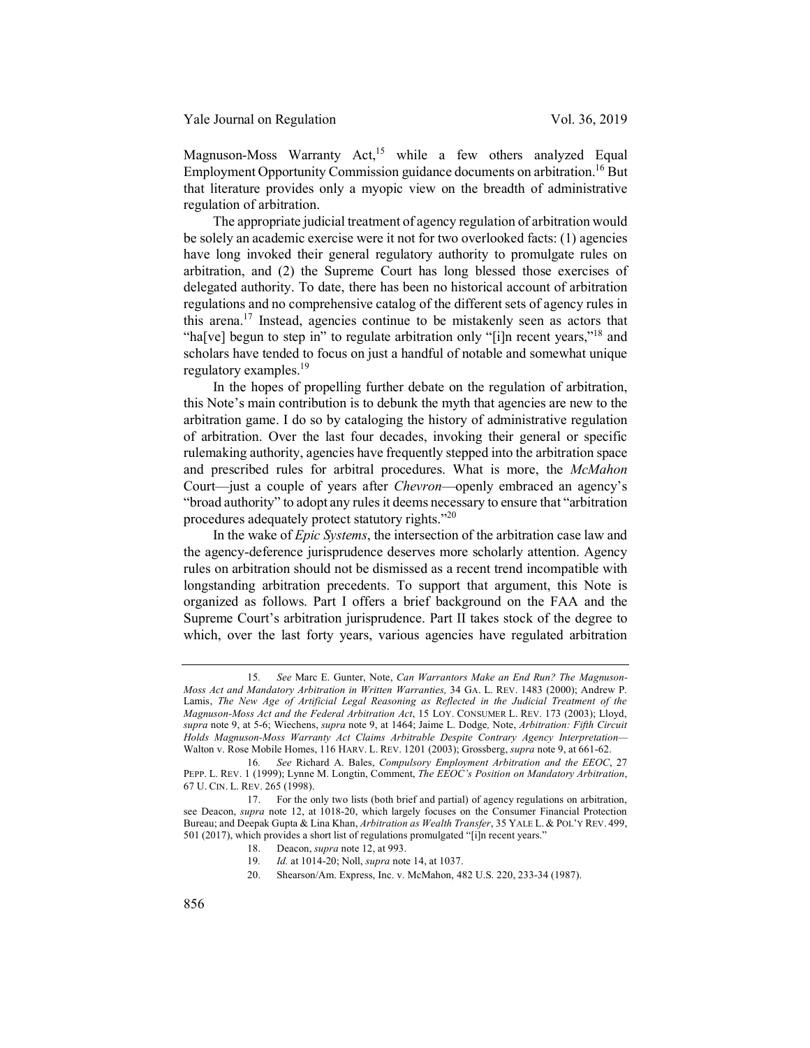Magnuson-Moss Warranty Act,[15] while a few others analyzed Equal Employment Opportunity Commission guidance documents on arbitration.[16] But that literature provides only a myopic view on the breadth of administrative regulation of arbitration.

The appropriate judicial treatment of agency regulation of arbitration would be solely an academic exercise were it not for two overlooked facts: (1) agencies have long invoked their general regulatory authority to promulgate rules on arbitration, and (2) the Supreme Court has long blessed those exercises of delegated authority. To date, there has been no historical account of arbitration regulations and no comprehensive catalog of the different sets of agency rules in this arena.[17] Instead, agencies continue to be mistakenly seen as actors that "ha[ve] begun to step in" to regulate arbitration only "[i]n recent years,"[18] and scholars have tended to focus on just a handful of notable and somewhat unique regulatory examples.[19]

In the hopes of propelling further debate on the regulation of arbitration, this Note's main contribution is to debunk the myth that agencies are new to the arbitration game. I do so by cataloging the history of administrative regulation of arbitration. Over the last four decades, invoking their general or specific rulemaking authority, agencies have frequently stepped into the arbitration space and prescribed rules for arbitral procedures. What is more, the *McMahon* Court—just a couple of years after *Chevron*—openly embraced an agency's "broad authority" to adopt any rules it deems necessary to ensure that "arbitration procedures adequately protect statutory rights."[20]

In the wake of *Epic Systems*, the intersection of the arbitration case law and the agency-deference jurisprudence deserves more scholarly attention. Agency rules on arbitration should not be dismissed as a recent trend incompatible with longstanding arbitration precedents. To support that argument, this Note is organized as follows. Part I offers a brief background on the FAA and the Supreme Court's arbitration jurisprudence. Part II takes stock of the degree to which, over the last forty years, various agencies have regulated arbitration

---

15. *See* Marc E. Gunter, Note, *Can Warrantors Make an End Run? The Magnuson-Moss Act and Mandatory Arbitration in Written Warranties,* 34 GA. L. REV. 1483 (2000); Andrew P. Lamis, *The New Age of Artificial Legal Reasoning as Reflected in the Judicial Treatment of the Magnuson-Moss Act and the Federal Arbitration Act*, 15 LOY. CONSUMER L. REV. 173 (2003); Lloyd, *supra* note 9, at 5-6; Wiechens, *supra* note 9, at 1464; Jaime L. Dodge*,* Note, *Arbitration: Fifth Circuit Holds Magnuson-Moss Warranty Act Claims Arbitrable Despite Contrary Agency Interpretation*—Walton v. Rose Mobile Homes, 116 HARV. L. REV. 1201 (2003); Grossberg, *supra* note 9, at 661-62.

16. *See* Richard A. Bales, *Compulsory Employment Arbitration and the EEOC*, 27 PEPP. L. REV. 1 (1999); Lynne M. Longtin, Comment, *The EEOC's Position on Mandatory Arbitration*, 67 U. CIN. L. REV. 265 (1998).

17. For the only two lists (both brief and partial) of agency regulations on arbitration, see Deacon, *supra* note 12, at 1018-20, which largely focuses on the Consumer Financial Protection Bureau; and Deepak Gupta & Lina Khan, *Arbitration as Wealth Transfer*, 35 YALE L. & POL'Y REV. 499, 501 (2017), which provides a short list of regulations promulgated "[i]n recent years."

18. Deacon, *supra* note 12, at 993.

19. *Id.* at 1014-20; Noll, *supra* note 14, at 1037.

20. Shearson/Am. Express, Inc. v. McMahon, 482 U.S. 220, 233-34 (1987).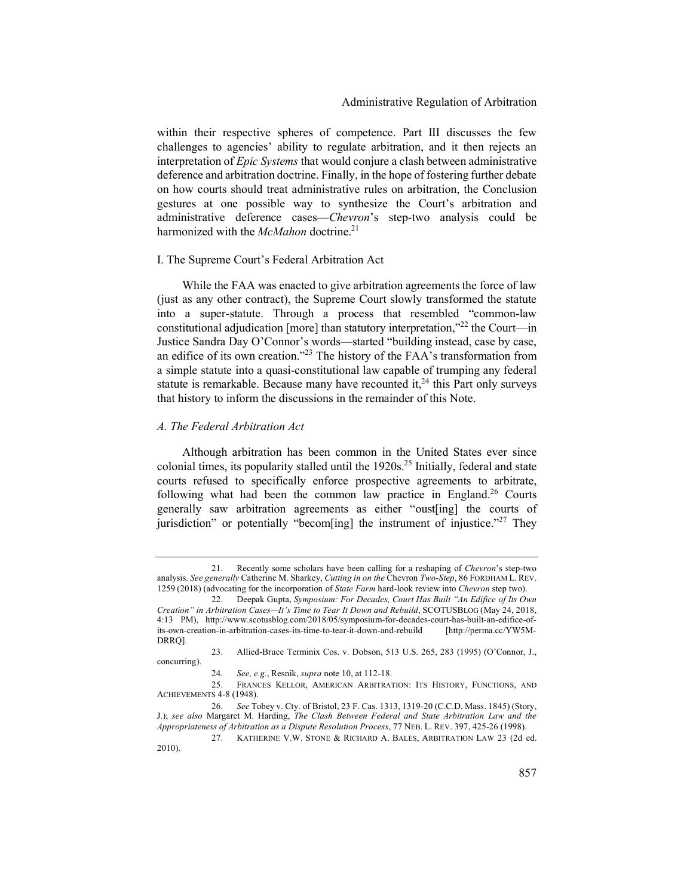within their respective spheres of competence. Part III discusses the few challenges to agencies' ability to regulate arbitration, and it then rejects an interpretation of *Epic Systems* that would conjure a clash between administrative deference and arbitration doctrine. Finally, in the hope of fostering further debate on how courts should treat administrative rules on arbitration, the Conclusion gestures at one possible way to synthesize the Court's arbitration and administrative deference cases—*Chevron*'s step-two analysis could be harmonized with the *McMahon* doctrine.[21]

## I. The Supreme Court's Federal Arbitration Act

While the FAA was enacted to give arbitration agreements the force of law (just as any other contract), the Supreme Court slowly transformed the statute into a super-statute. Through a process that resembled "common-law constitutional adjudication [more] than statutory interpretation,"[22] the Court—in Justice Sandra Day O'Connor's words—started "building instead, case by case, an edifice of its own creation."[23] The history of the FAA's transformation from a simple statute into a quasi-constitutional law capable of trumping any federal statute is remarkable. Because many have recounted it,[24] this Part only surveys that history to inform the discussions in the remainder of this Note.

### *A. The Federal Arbitration Act*

Although arbitration has been common in the United States ever since colonial times, its popularity stalled until the 1920s.[25] Initially, federal and state courts refused to specifically enforce prospective agreements to arbitrate, following what had been the common law practice in England.[26] Courts generally saw arbitration agreements as either "oust[ing] the courts of jurisdiction" or potentially "becom[ing] the instrument of injustice."[27] They

---

21. Recently some scholars have been calling for a reshaping of *Chevron*'s step-two analysis. *See generally* Catherine M. Sharkey, *Cutting in on the* Chevron *Two-Step*, 86 FORDHAM L. REV. 1259 (2018) (advocating for the incorporation of *State Farm* hard-look review into *Chevron* step two).

22. Deepak Gupta, *Symposium: For Decades, Court Has Built "An Edifice of Its Own Creation" in Arbitration Cases—It's Time to Tear It Down and Rebuild*, SCOTUSBLOG (May 24, 2018, 4:13 PM), http://www.scotusblog.com/2018/05/symposium-for-decades-court-has-built-an-edifice-of-its-own-creation-in-arbitration-cases-its-time-to-tear-it-down-and-rebuild [http://perma.cc/YW5M-DRRQ].

23. Allied-Bruce Terminix Cos. v. Dobson, 513 U.S. 265, 283 (1995) (O'Connor, J., concurring).

24. *See, e.g.*, Resnik, *supra* note 10, at 112-18.

25. FRANCES KELLOR, AMERICAN ARBITRATION: ITS HISTORY, FUNCTIONS, AND ACHIEVEMENTS 4-8 (1948).

26. *See* Tobey v. Cty. of Bristol, 23 F. Cas. 1313, 1319-20 (C.C.D. Mass. 1845) (Story, J.); *see also* Margaret M. Harding, *The Clash Between Federal and State Arbitration Law and the Appropriateness of Arbitration as a Dispute Resolution Process*, 77 NEB. L. REV. 397, 425-26 (1998).

27. KATHERINE V.W. STONE & RICHARD A. BALES, ARBITRATION LAW 23 (2d ed. 2010).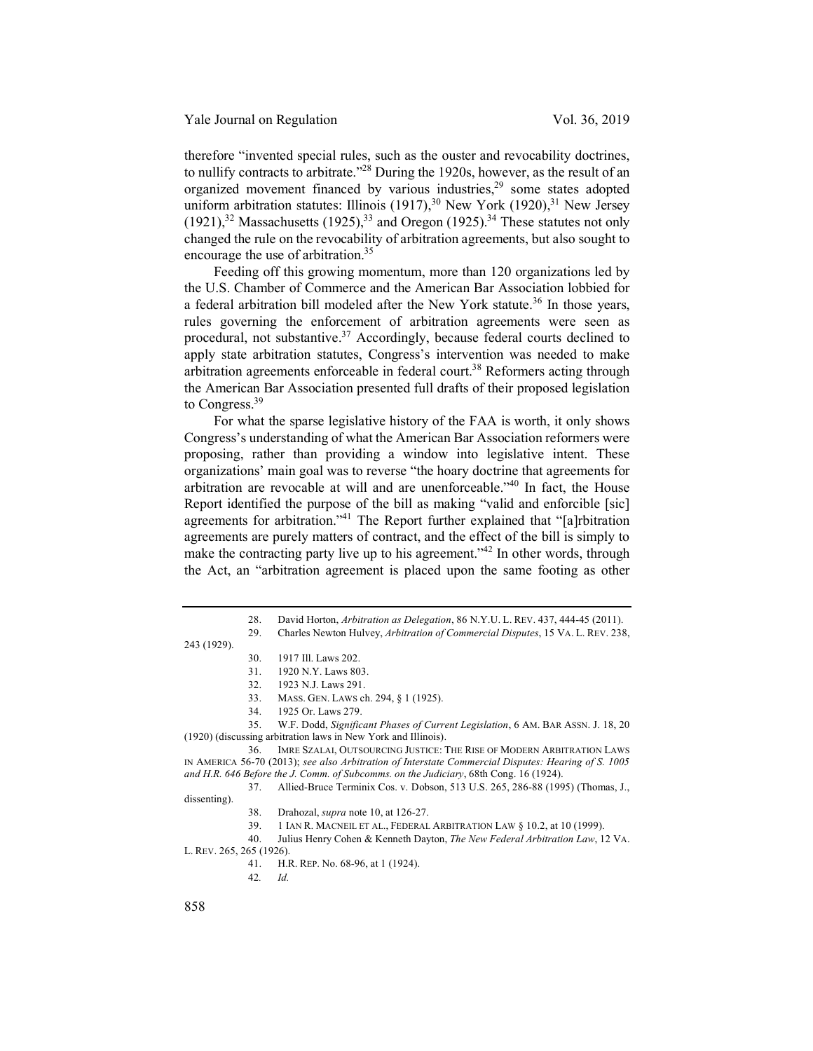therefore "invented special rules, such as the ouster and revocability doctrines, to nullify contracts to arbitrate."[28] During the 1920s, however, as the result of an organized movement financed by various industries,[29] some states adopted uniform arbitration statutes: Illinois (1917),[30] New York (1920),[31] New Jersey (1921),[32] Massachusetts (1925),[33] and Oregon (1925).[34] These statutes not only changed the rule on the revocability of arbitration agreements, but also sought to encourage the use of arbitration.[35]

Feeding off this growing momentum, more than 120 organizations led by the U.S. Chamber of Commerce and the American Bar Association lobbied for a federal arbitration bill modeled after the New York statute.[36] In those years, rules governing the enforcement of arbitration agreements were seen as procedural, not substantive.[37] Accordingly, because federal courts declined to apply state arbitration statutes, Congress's intervention was needed to make arbitration agreements enforceable in federal court.[38] Reformers acting through the American Bar Association presented full drafts of their proposed legislation to Congress.[39]

For what the sparse legislative history of the FAA is worth, it only shows Congress's understanding of what the American Bar Association reformers were proposing, rather than providing a window into legislative intent. These organizations' main goal was to reverse "the hoary doctrine that agreements for arbitration are revocable at will and are unenforceable."[40] In fact, the House Report identified the purpose of the bill as making "valid and enforcible [sic] agreements for arbitration."[41] The Report further explained that "[a]rbitration agreements are purely matters of contract, and the effect of the bill is simply to make the contracting party live up to his agreement."[42] In other words, through the Act, an "arbitration agreement is placed upon the same footing as other

---

28. David Horton, *Arbitration as Delegation*, 86 N.Y.U. L. REV. 437, 444-45 (2011).

29. Charles Newton Hulvey, *Arbitration of Commercial Disputes*, 15 VA. L. REV. 238, 243 (1929).

30. 1917 Ill. Laws 202.

31. 1920 N.Y. Laws 803.

32. 1923 N.J. Laws 291.

33. MASS. GEN. LAWS ch. 294, § 1 (1925).

34. 1925 Or. Laws 279.

35. W.F. Dodd, *Significant Phases of Current Legislation*, 6 AM. BAR ASSN. J. 18, 20 (1920) (discussing arbitration laws in New York and Illinois).

36. IMRE SZALAI, OUTSOURCING JUSTICE: THE RISE OF MODERN ARBITRATION LAWS IN AMERICA 56-70 (2013); *see also Arbitration of Interstate Commercial Disputes: Hearing of S. 1005 and H.R. 646 Before the J. Comm. of Subcomms. on the Judiciary*, 68th Cong. 16 (1924).

37. Allied-Bruce Terminix Cos. v. Dobson, 513 U.S. 265, 286-88 (1995) (Thomas, J., dissenting).

38. Drahozal, *supra* note 10, at 126-27.

39. 1 IAN R. MACNEIL ET AL., FEDERAL ARBITRATION LAW § 10.2, at 10 (1999).

40. Julius Henry Cohen & Kenneth Dayton, *The New Federal Arbitration Law*, 12 VA. L. REV. 265, 265 (1926).

41. H.R. REP. No. 68-96, at 1 (1924).

42. *Id.*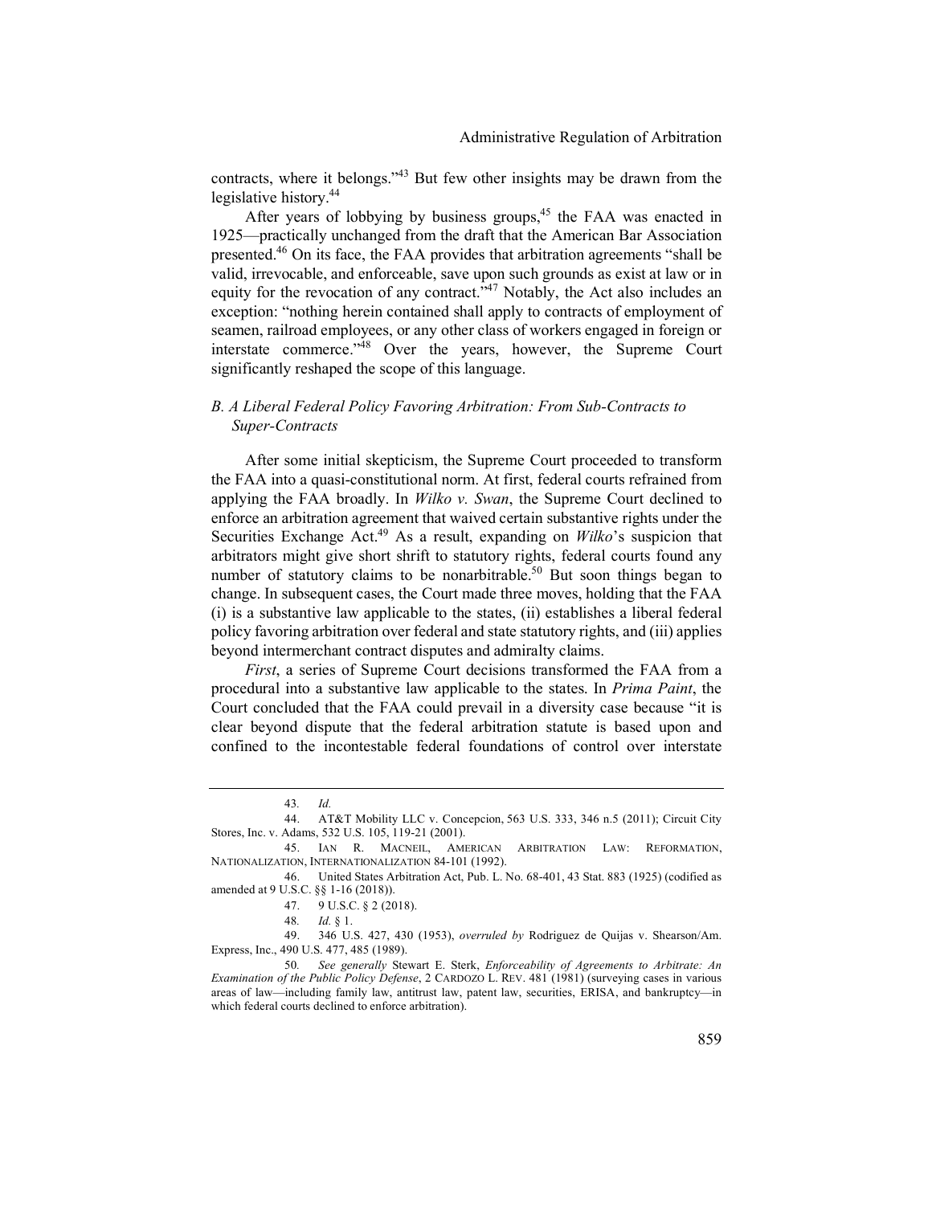contracts, where it belongs."[43] But few other insights may be drawn from the legislative history.[44]

After years of lobbying by business groups,[45] the FAA was enacted in 1925—practically unchanged from the draft that the American Bar Association presented.[46] On its face, the FAA provides that arbitration agreements "shall be valid, irrevocable, and enforceable, save upon such grounds as exist at law or in equity for the revocation of any contract."[47] Notably, the Act also includes an exception: "nothing herein contained shall apply to contracts of employment of seamen, railroad employees, or any other class of workers engaged in foreign or interstate commerce."[48] Over the years, however, the Supreme Court significantly reshaped the scope of this language.

### *B. A Liberal Federal Policy Favoring Arbitration: From Sub-Contracts to Super-Contracts*

After some initial skepticism, the Supreme Court proceeded to transform the FAA into a quasi-constitutional norm. At first, federal courts refrained from applying the FAA broadly. In *Wilko v. Swan*, the Supreme Court declined to enforce an arbitration agreement that waived certain substantive rights under the Securities Exchange Act.[49] As a result, expanding on *Wilko*'s suspicion that arbitrators might give short shrift to statutory rights, federal courts found any number of statutory claims to be nonarbitrable.[50] But soon things began to change. In subsequent cases, the Court made three moves, holding that the FAA (i) is a substantive law applicable to the states, (ii) establishes a liberal federal policy favoring arbitration over federal and state statutory rights, and (iii) applies beyond intermerchant contract disputes and admiralty claims.

*First*, a series of Supreme Court decisions transformed the FAA from a procedural into a substantive law applicable to the states. In *Prima Paint*, the Court concluded that the FAA could prevail in a diversity case because "it is clear beyond dispute that the federal arbitration statute is based upon and confined to the incontestable federal foundations of control over interstate

---

43. *Id.*

44. AT&T Mobility LLC v. Concepcion, 563 U.S. 333, 346 n.5 (2011); Circuit City Stores, Inc. v. Adams, 532 U.S. 105, 119-21 (2001).

45. IAN R. MACNEIL, AMERICAN ARBITRATION LAW: REFORMATION, NATIONALIZATION, INTERNATIONALIZATION 84-101 (1992).

46. United States Arbitration Act, Pub. L. No. 68-401, 43 Stat. 883 (1925) (codified as amended at 9 U.S.C. §§ 1-16 (2018)).

47. 9 U.S.C. § 2 (2018).

48. *Id.* § 1.

49. 346 U.S. 427, 430 (1953), *overruled by* Rodriguez de Quijas v. Shearson/Am. Express, Inc., 490 U.S. 477, 485 (1989).

50. *See generally* Stewart E. Sterk, *Enforceability of Agreements to Arbitrate: An Examination of the Public Policy Defense*, 2 CARDOZO L. REV. 481 (1981) (surveying cases in various areas of law—including family law, antitrust law, patent law, securities, ERISA, and bankruptcy—in which federal courts declined to enforce arbitration).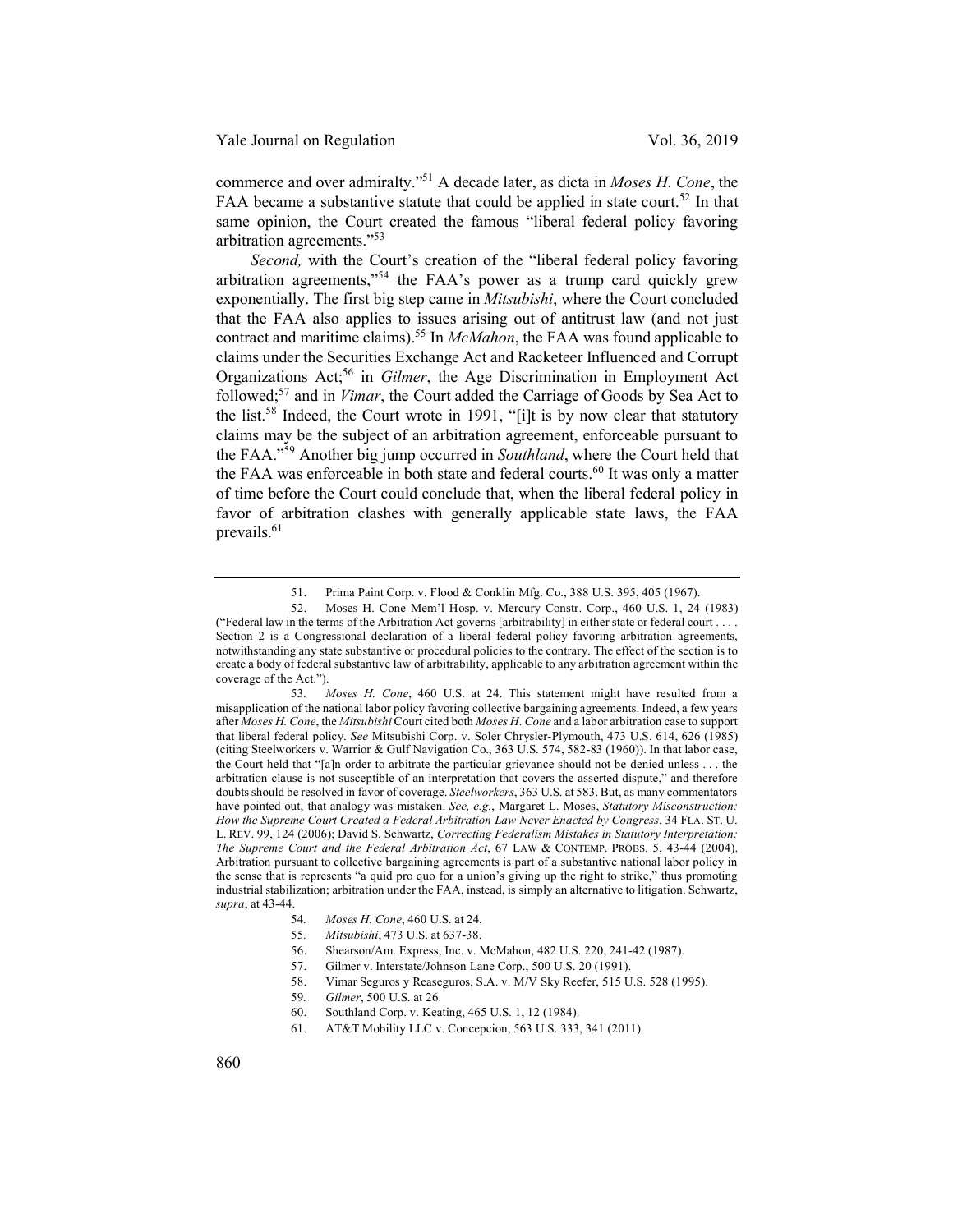commerce and over admiralty."[51] A decade later, as dicta in *Moses H. Cone*, the FAA became a substantive statute that could be applied in state court.[52] In that same opinion, the Court created the famous "liberal federal policy favoring arbitration agreements."[53]

*Second,* with the Court's creation of the "liberal federal policy favoring arbitration agreements,"[54] the FAA's power as a trump card quickly grew exponentially. The first big step came in *Mitsubishi*, where the Court concluded that the FAA also applies to issues arising out of antitrust law (and not just contract and maritime claims).[55] In *McMahon*, the FAA was found applicable to claims under the Securities Exchange Act and Racketeer Influenced and Corrupt Organizations Act;[56] in *Gilmer*, the Age Discrimination in Employment Act followed;[57] and in *Vimar*, the Court added the Carriage of Goods by Sea Act to the list.[58] Indeed, the Court wrote in 1991, "[i]t is by now clear that statutory claims may be the subject of an arbitration agreement, enforceable pursuant to the FAA."[59] Another big jump occurred in *Southland*, where the Court held that the FAA was enforceable in both state and federal courts.[60] It was only a matter of time before the Court could conclude that, when the liberal federal policy in favor of arbitration clashes with generally applicable state laws, the FAA prevails.[61]

---

51. Prima Paint Corp. v. Flood & Conklin Mfg. Co., 388 U.S. 395, 405 (1967).

52. Moses H. Cone Mem'l Hosp. v. Mercury Constr. Corp., 460 U.S. 1, 24 (1983) ("Federal law in the terms of the Arbitration Act governs [arbitrability] in either state or federal court . . . . Section 2 is a Congressional declaration of a liberal federal policy favoring arbitration agreements, notwithstanding any state substantive or procedural policies to the contrary. The effect of the section is to create a body of federal substantive law of arbitrability, applicable to any arbitration agreement within the coverage of the Act.").

53. *Moses H. Cone*, 460 U.S. at 24. This statement might have resulted from a misapplication of the national labor policy favoring collective bargaining agreements. Indeed, a few years after *Moses H. Cone*, the *Mitsubishi* Court cited both *Moses H. Cone* and a labor arbitration case to support that liberal federal policy. *See* Mitsubishi Corp. v. Soler Chrysler-Plymouth, 473 U.S. 614, 626 (1985) (citing Steelworkers v. Warrior & Gulf Navigation Co., 363 U.S. 574, 582-83 (1960)). In that labor case, the Court held that "[a]n order to arbitrate the particular grievance should not be denied unless . . . the arbitration clause is not susceptible of an interpretation that covers the asserted dispute," and therefore doubts should be resolved in favor of coverage. *Steelworkers*, 363 U.S. at 583. But, as many commentators have pointed out, that analogy was mistaken. *See, e.g.*, Margaret L. Moses, *Statutory Misconstruction: How the Supreme Court Created a Federal Arbitration Law Never Enacted by Congress*, 34 FLA. ST. U. L. REV. 99, 124 (2006); David S. Schwartz, *Correcting Federalism Mistakes in Statutory Interpretation: The Supreme Court and the Federal Arbitration Act*, 67 LAW & CONTEMP. PROBS. 5, 43-44 (2004). Arbitration pursuant to collective bargaining agreements is part of a substantive national labor policy in the sense that is represents "a quid pro quo for a union's giving up the right to strike," thus promoting industrial stabilization; arbitration under the FAA, instead, is simply an alternative to litigation. Schwartz, *supra*, at 43-44.

54. *Moses H. Cone*, 460 U.S. at 24.

55. *Mitsubishi*, 473 U.S. at 637-38.

56. Shearson/Am. Express, Inc. v. McMahon, 482 U.S. 220, 241-42 (1987).

57. Gilmer v. Interstate/Johnson Lane Corp., 500 U.S. 20 (1991).

58. Vimar Seguros y Reaseguros, S.A. v. M/V Sky Reefer, 515 U.S. 528 (1995).

59. *Gilmer*, 500 U.S. at 26.

60. Southland Corp. v. Keating, 465 U.S. 1, 12 (1984).

61. AT&T Mobility LLC v. Concepcion, 563 U.S. 333, 341 (2011).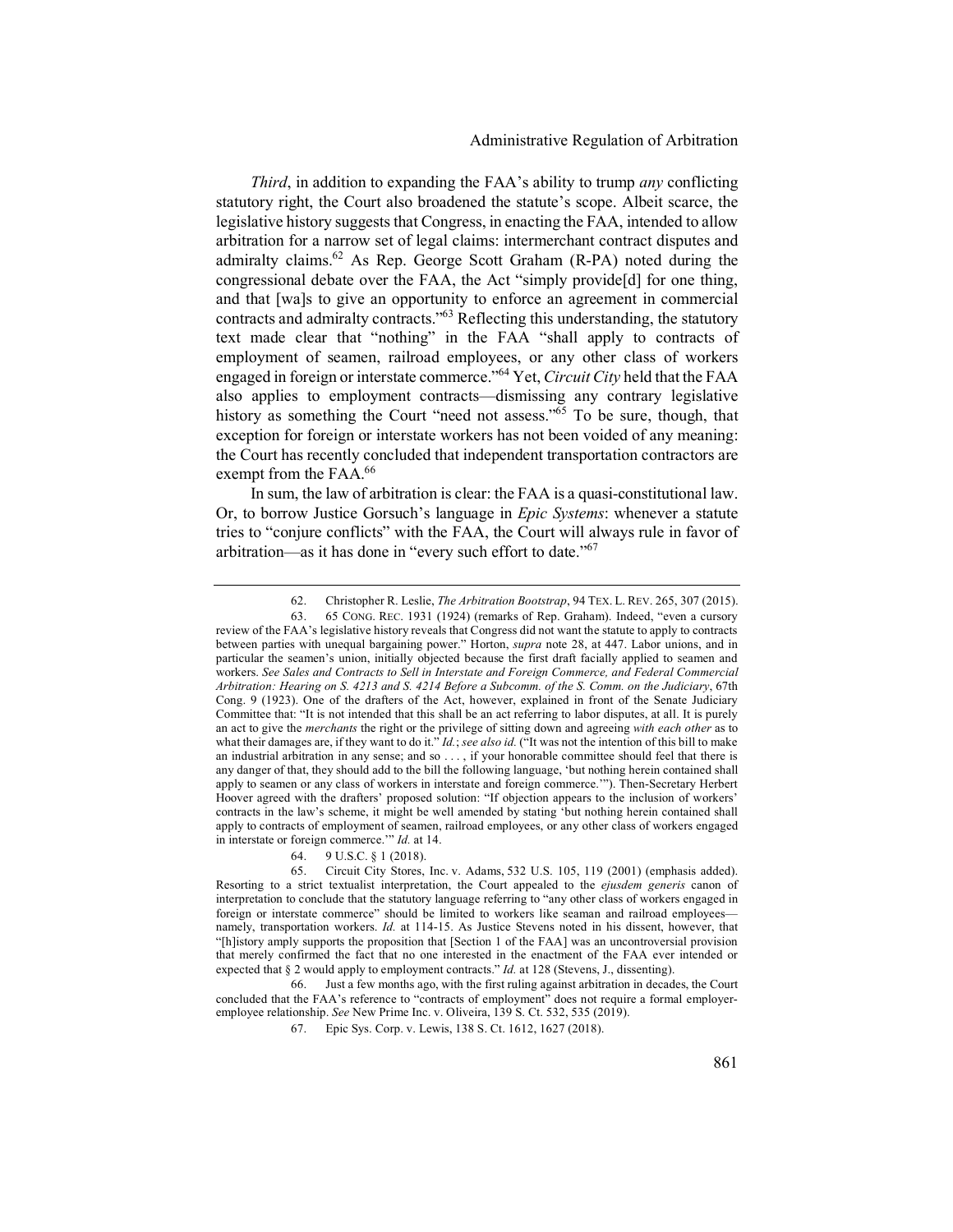*Third*, in addition to expanding the FAA's ability to trump *any* conflicting statutory right, the Court also broadened the statute's scope. Albeit scarce, the legislative history suggests that Congress, in enacting the FAA, intended to allow arbitration for a narrow set of legal claims: intermerchant contract disputes and admiralty claims.[62] As Rep. George Scott Graham (R-PA) noted during the congressional debate over the FAA, the Act "simply provide[d] for one thing, and that [wa]s to give an opportunity to enforce an agreement in commercial contracts and admiralty contracts."[63] Reflecting this understanding, the statutory text made clear that "nothing" in the FAA "shall apply to contracts of employment of seamen, railroad employees, or any other class of workers engaged in foreign or interstate commerce."[64] Yet, *Circuit City* held that the FAA also applies to employment contracts—dismissing any contrary legislative history as something the Court "need not assess."[65] To be sure, though, that exception for foreign or interstate workers has not been voided of any meaning: the Court has recently concluded that independent transportation contractors are exempt from the FAA.[66]

In sum, the law of arbitration is clear: the FAA is a quasi-constitutional law. Or, to borrow Justice Gorsuch's language in *Epic Systems*: whenever a statute tries to "conjure conflicts" with the FAA, the Court will always rule in favor of arbitration—as it has done in "every such effort to date."[67]

---

62. Christopher R. Leslie, *The Arbitration Bootstrap*, 94 TEX. L. REV. 265, 307 (2015).

63. 65 CONG. REC. 1931 (1924) (remarks of Rep. Graham). Indeed, "even a cursory review of the FAA's legislative history reveals that Congress did not want the statute to apply to contracts between parties with unequal bargaining power." Horton, *supra* note 28, at 447. Labor unions, and in particular the seamen's union, initially objected because the first draft facially applied to seamen and workers. *See Sales and Contracts to Sell in Interstate and Foreign Commerce, and Federal Commercial Arbitration: Hearing on S. 4213 and S. 4214 Before a Subcomm. of the S. Comm. on the Judiciary*, 67th Cong. 9 (1923). One of the drafters of the Act, however, explained in front of the Senate Judiciary Committee that: "It is not intended that this shall be an act referring to labor disputes, at all. It is purely an act to give the *merchants* the right or the privilege of sitting down and agreeing *with each other* as to what their damages are, if they want to do it." *Id.*; *see also id.* ("It was not the intention of this bill to make an industrial arbitration in any sense; and so . . . , if your honorable committee should feel that there is any danger of that, they should add to the bill the following language, 'but nothing herein contained shall apply to seamen or any class of workers in interstate and foreign commerce.'"). Then-Secretary Herbert Hoover agreed with the drafters' proposed solution: "If objection appears to the inclusion of workers' contracts in the law's scheme, it might be well amended by stating 'but nothing herein contained shall apply to contracts of employment of seamen, railroad employees, or any other class of workers engaged in interstate or foreign commerce.'" *Id.* at 14.

64. 9 U.S.C. § 1 (2018).

65. Circuit City Stores, Inc. v. Adams, 532 U.S. 105, 119 (2001) (emphasis added). Resorting to a strict textualist interpretation, the Court appealed to the *ejusdem generis* canon of interpretation to conclude that the statutory language referring to "any other class of workers engaged in foreign or interstate commerce" should be limited to workers like seaman and railroad employees—namely, transportation workers. *Id.* at 114-15. As Justice Stevens noted in his dissent, however, that "[h]istory amply supports the proposition that [Section 1 of the FAA] was an uncontroversial provision that merely confirmed the fact that no one interested in the enactment of the FAA ever intended or expected that § 2 would apply to employment contracts." *Id.* at 128 (Stevens, J., dissenting).

66. Just a few months ago, with the first ruling against arbitration in decades, the Court concluded that the FAA's reference to "contracts of employment" does not require a formal employer-employee relationship. *See* New Prime Inc. v. Oliveira, 139 S. Ct. 532, 535 (2019).

67. Epic Sys. Corp. v. Lewis, 138 S. Ct. 1612, 1627 (2018).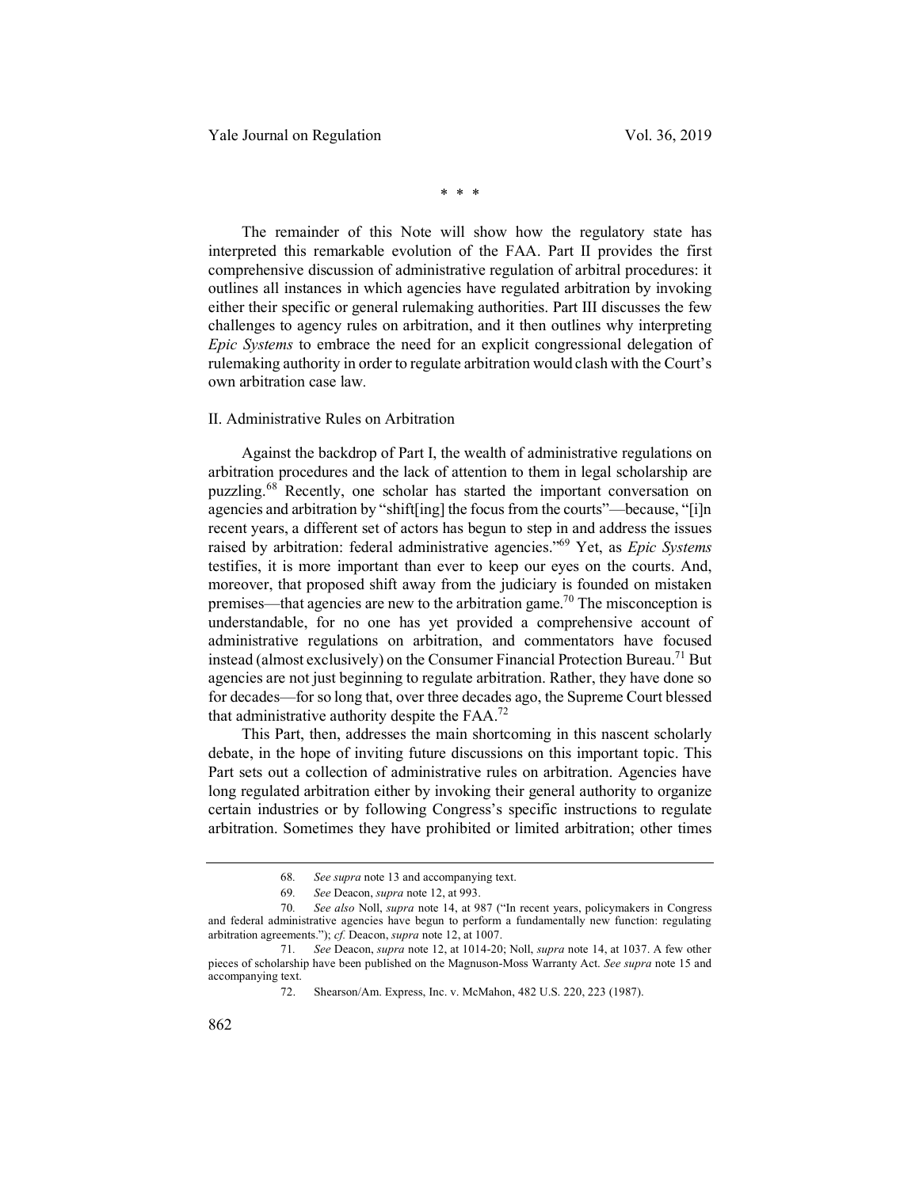\* \* \*

The remainder of this Note will show how the regulatory state has interpreted this remarkable evolution of the FAA. Part II provides the first comprehensive discussion of administrative regulation of arbitral procedures: it outlines all instances in which agencies have regulated arbitration by invoking either their specific or general rulemaking authorities. Part III discusses the few challenges to agency rules on arbitration, and it then outlines why interpreting *Epic Systems* to embrace the need for an explicit congressional delegation of rulemaking authority in order to regulate arbitration would clash with the Court's own arbitration case law.

## II. Administrative Rules on Arbitration

Against the backdrop of Part I, the wealth of administrative regulations on arbitration procedures and the lack of attention to them in legal scholarship are puzzling.[68] Recently, one scholar has started the important conversation on agencies and arbitration by "shift[ing] the focus from the courts"—because, "[i]n recent years, a different set of actors has begun to step in and address the issues raised by arbitration: federal administrative agencies."[69] Yet, as *Epic Systems* testifies, it is more important than ever to keep our eyes on the courts. And, moreover, that proposed shift away from the judiciary is founded on mistaken premises—that agencies are new to the arbitration game.[70] The misconception is understandable, for no one has yet provided a comprehensive account of administrative regulations on arbitration, and commentators have focused instead (almost exclusively) on the Consumer Financial Protection Bureau.[71] But agencies are not just beginning to regulate arbitration. Rather, they have done so for decades—for so long that, over three decades ago, the Supreme Court blessed that administrative authority despite the FAA.[72]

This Part, then, addresses the main shortcoming in this nascent scholarly debate, in the hope of inviting future discussions on this important topic. This Part sets out a collection of administrative rules on arbitration. Agencies have long regulated arbitration either by invoking their general authority to organize certain industries or by following Congress's specific instructions to regulate arbitration. Sometimes they have prohibited or limited arbitration; other times

---

68. *See supra* note 13 and accompanying text.

69. *See* Deacon, *supra* note 12, at 993.

70. *See also* Noll, *supra* note 14, at 987 ("In recent years, policymakers in Congress and federal administrative agencies have begun to perform a fundamentally new function: regulating arbitration agreements."); *cf.* Deacon, *supra* note 12, at 1007.

71. *See* Deacon, *supra* note 12, at 1014-20; Noll, *supra* note 14, at 1037. A few other pieces of scholarship have been published on the Magnuson-Moss Warranty Act. *See supra* note 15 and accompanying text.

72. Shearson/Am. Express, Inc. v. McMahon, 482 U.S. 220, 223 (1987).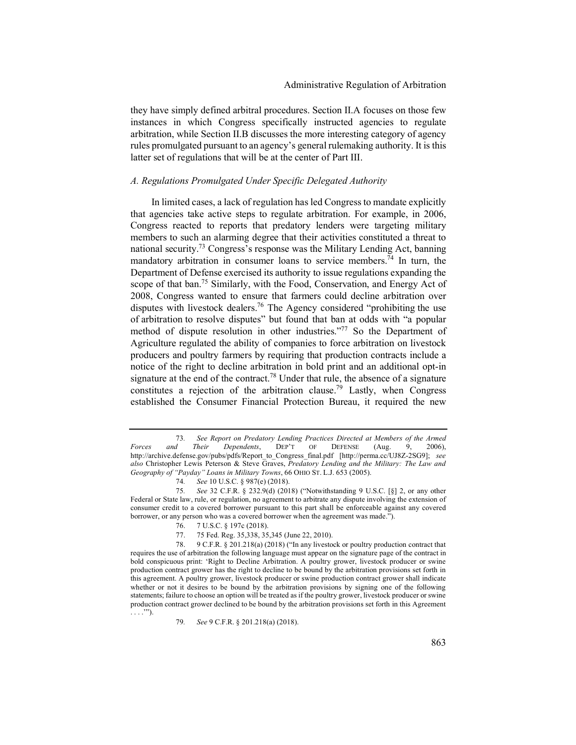they have simply defined arbitral procedures. Section II.A focuses on those few instances in which Congress specifically instructed agencies to regulate arbitration, while Section II.B discusses the more interesting category of agency rules promulgated pursuant to an agency's general rulemaking authority. It is this latter set of regulations that will be at the center of Part III.

### *A. Regulations Promulgated Under Specific Delegated Authority*

In limited cases, a lack of regulation has led Congress to mandate explicitly that agencies take active steps to regulate arbitration. For example, in 2006, Congress reacted to reports that predatory lenders were targeting military members to such an alarming degree that their activities constituted a threat to national security.[73] Congress's response was the Military Lending Act, banning mandatory arbitration in consumer loans to service members.[74] In turn, the Department of Defense exercised its authority to issue regulations expanding the scope of that ban.[75] Similarly, with the Food, Conservation, and Energy Act of 2008, Congress wanted to ensure that farmers could decline arbitration over disputes with livestock dealers.[76] The Agency considered "prohibiting the use of arbitration to resolve disputes" but found that ban at odds with "a popular method of dispute resolution in other industries."[77] So the Department of Agriculture regulated the ability of companies to force arbitration on livestock producers and poultry farmers by requiring that production contracts include a notice of the right to decline arbitration in bold print and an additional opt-in signature at the end of the contract.[78] Under that rule, the absence of a signature constitutes a rejection of the arbitration clause.[79] Lastly, when Congress established the Consumer Financial Protection Bureau, it required the new

---

73. *See Report on Predatory Lending Practices Directed at Members of the Armed Forces and Their Dependents*, DEP'T OF DEFENSE (Aug. 9, 2006), http://archive.defense.gov/pubs/pdfs/Report_to_Congress_final.pdf [http://perma.cc/UJ8Z-2SG9]; *see also* Christopher Lewis Peterson & Steve Graves, *Predatory Lending and the Military: The Law and Geography of "Payday" Loans in Military Towns*, 66 OHIO ST. L.J. 653 (2005).

74. *See* 10 U.S.C. § 987(e) (2018).

75. *See* 32 C.F.R. § 232.9(d) (2018) ("Notwithstanding 9 U.S.C. [§] 2, or any other Federal or State law, rule, or regulation, no agreement to arbitrate any dispute involving the extension of consumer credit to a covered borrower pursuant to this part shall be enforceable against any covered borrower, or any person who was a covered borrower when the agreement was made.").

76. 7 U.S.C. § 197c (2018).

77. 75 Fed. Reg. 35,338, 35,345 (June 22, 2010).

78. 9 C.F.R. § 201.218(a) (2018) ("In any livestock or poultry production contract that requires the use of arbitration the following language must appear on the signature page of the contract in bold conspicuous print: 'Right to Decline Arbitration. A poultry grower, livestock producer or swine production contract grower has the right to decline to be bound by the arbitration provisions set forth in this agreement. A poultry grower, livestock producer or swine production contract grower shall indicate whether or not it desires to be bound by the arbitration provisions by signing one of the following statements; failure to choose an option will be treated as if the poultry grower, livestock producer or swine production contract grower declined to be bound by the arbitration provisions set forth in this Agreement . . . .'").

79. *See* 9 C.F.R. § 201.218(a) (2018).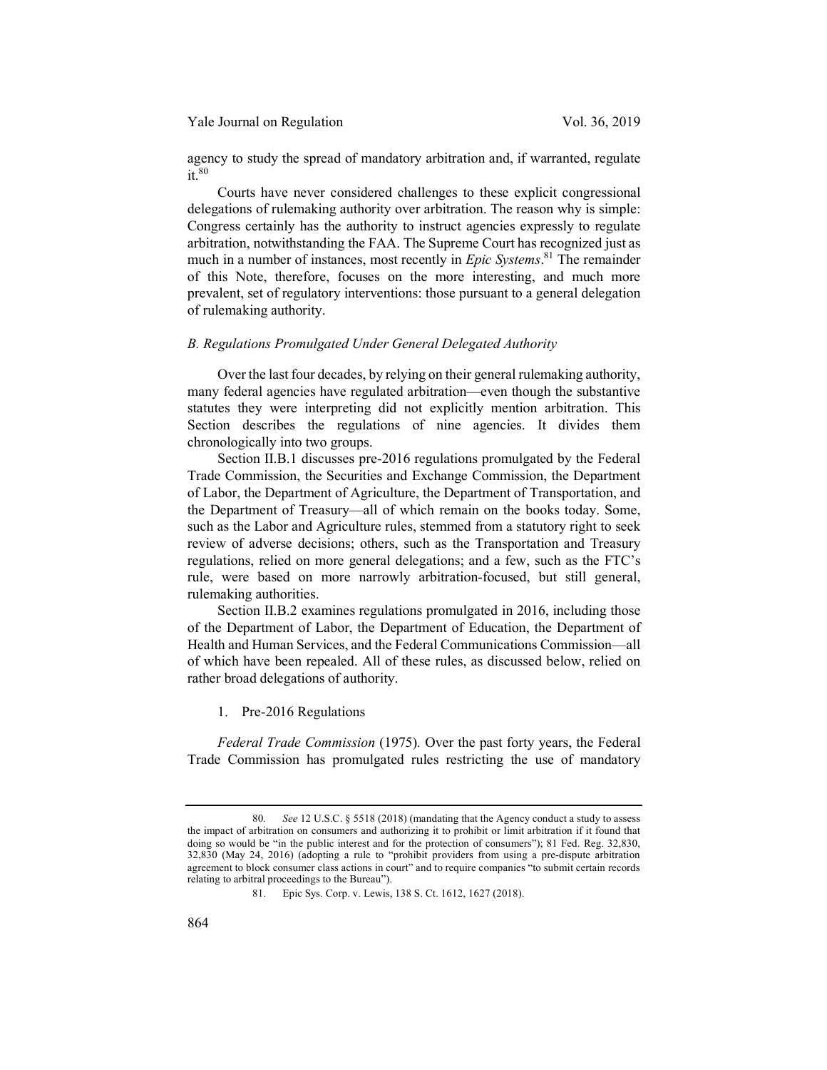agency to study the spread of mandatory arbitration and, if warranted, regulate it.[80]

Courts have never considered challenges to these explicit congressional delegations of rulemaking authority over arbitration. The reason why is simple: Congress certainly has the authority to instruct agencies expressly to regulate arbitration, notwithstanding the FAA. The Supreme Court has recognized just as much in a number of instances, most recently in *Epic Systems*.[81] The remainder of this Note, therefore, focuses on the more interesting, and much more prevalent, set of regulatory interventions: those pursuant to a general delegation of rulemaking authority.

### *B. Regulations Promulgated Under General Delegated Authority*

Over the last four decades, by relying on their general rulemaking authority, many federal agencies have regulated arbitration—even though the substantive statutes they were interpreting did not explicitly mention arbitration. This Section describes the regulations of nine agencies. It divides them chronologically into two groups.

Section II.B.1 discusses pre-2016 regulations promulgated by the Federal Trade Commission, the Securities and Exchange Commission, the Department of Labor, the Department of Agriculture, the Department of Transportation, and the Department of Treasury—all of which remain on the books today. Some, such as the Labor and Agriculture rules, stemmed from a statutory right to seek review of adverse decisions; others, such as the Transportation and Treasury regulations, relied on more general delegations; and a few, such as the FTC's rule, were based on more narrowly arbitration-focused, but still general, rulemaking authorities.

Section II.B.2 examines regulations promulgated in 2016, including those of the Department of Labor, the Department of Education, the Department of Health and Human Services, and the Federal Communications Commission—all of which have been repealed. All of these rules, as discussed below, relied on rather broad delegations of authority.

#### 1. Pre-2016 Regulations

*Federal Trade Commission* (1975). Over the past forty years, the Federal Trade Commission has promulgated rules restricting the use of mandatory

---

80. *See* 12 U.S.C. § 5518 (2018) (mandating that the Agency conduct a study to assess the impact of arbitration on consumers and authorizing it to prohibit or limit arbitration if it found that doing so would be "in the public interest and for the protection of consumers"); 81 Fed. Reg. 32,830, 32,830 (May 24, 2016) (adopting a rule to "prohibit providers from using a pre-dispute arbitration agreement to block consumer class actions in court" and to require companies "to submit certain records relating to arbitral proceedings to the Bureau").

81. Epic Sys. Corp. v. Lewis, 138 S. Ct. 1612, 1627 (2018).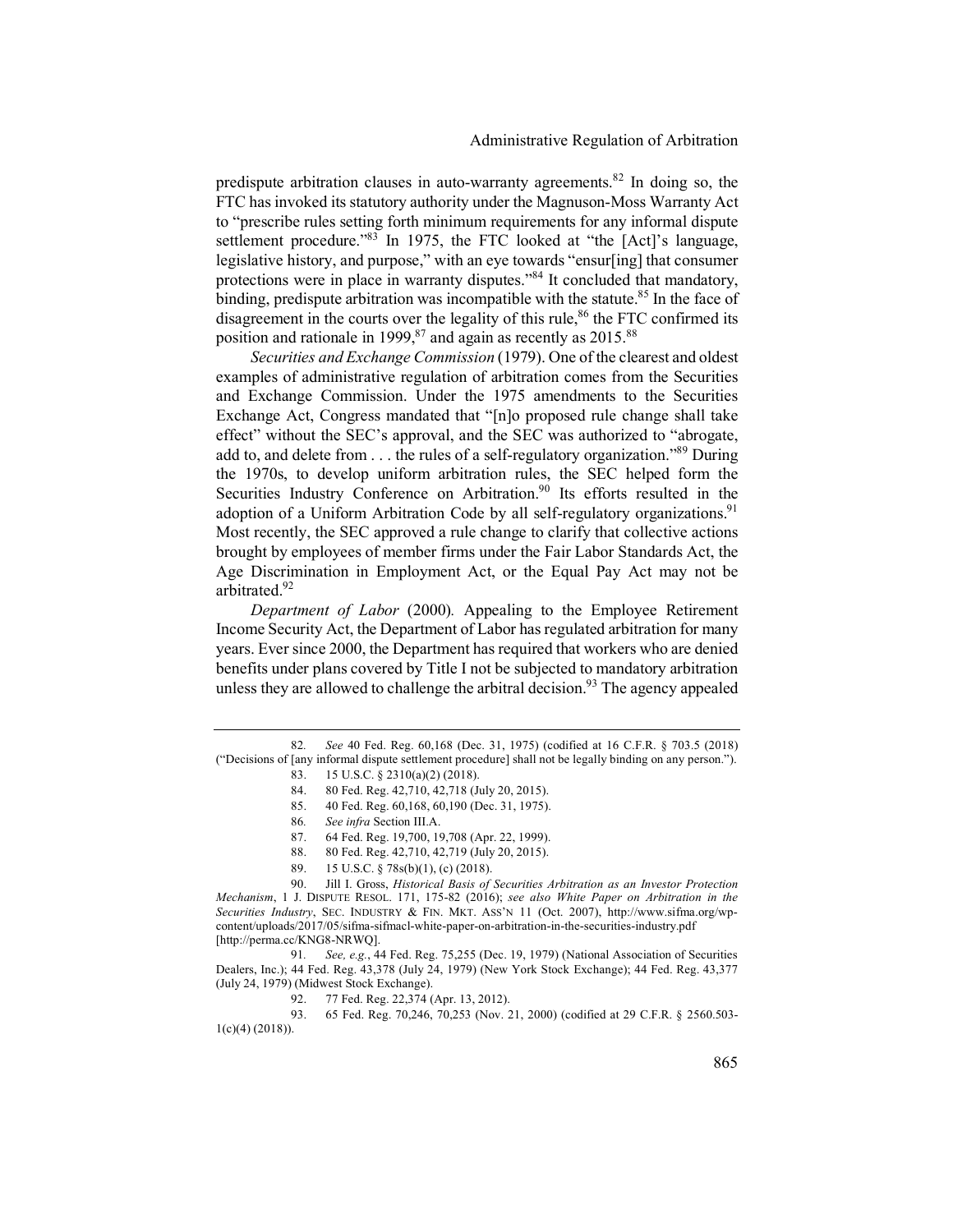predispute arbitration clauses in auto-warranty agreements.[82] In doing so, the FTC has invoked its statutory authority under the Magnuson-Moss Warranty Act to "prescribe rules setting forth minimum requirements for any informal dispute settlement procedure."[83] In 1975, the FTC looked at "the [Act]'s language, legislative history, and purpose," with an eye towards "ensur[ing] that consumer protections were in place in warranty disputes."[84] It concluded that mandatory, binding, predispute arbitration was incompatible with the statute.[85] In the face of disagreement in the courts over the legality of this rule,[86] the FTC confirmed its position and rationale in 1999,[87] and again as recently as 2015.[88]

*Securities and Exchange Commission* (1979). One of the clearest and oldest examples of administrative regulation of arbitration comes from the Securities and Exchange Commission. Under the 1975 amendments to the Securities Exchange Act, Congress mandated that "[n]o proposed rule change shall take effect" without the SEC's approval, and the SEC was authorized to "abrogate, add to, and delete from . . . the rules of a self-regulatory organization."[89] During the 1970s, to develop uniform arbitration rules, the SEC helped form the Securities Industry Conference on Arbitration.[90] Its efforts resulted in the adoption of a Uniform Arbitration Code by all self-regulatory organizations.[91] Most recently, the SEC approved a rule change to clarify that collective actions brought by employees of member firms under the Fair Labor Standards Act, the Age Discrimination in Employment Act, or the Equal Pay Act may not be arbitrated.[92]

*Department of Labor* (2000). Appealing to the Employee Retirement Income Security Act, the Department of Labor has regulated arbitration for many years. Ever since 2000, the Department has required that workers who are denied benefits under plans covered by Title I not be subjected to mandatory arbitration unless they are allowed to challenge the arbitral decision.[93] The agency appealed

---

82. *See* 40 Fed. Reg. 60,168 (Dec. 31, 1975) (codified at 16 C.F.R. § 703.5 (2018) ("Decisions of [any informal dispute settlement procedure] shall not be legally binding on any person.").

83. 15 U.S.C. § 2310(a)(2) (2018).

84. 80 Fed. Reg. 42,710, 42,718 (July 20, 2015).

85. 40 Fed. Reg. 60,168, 60,190 (Dec. 31, 1975).

86. *See infra* Section III.A.

87. 64 Fed. Reg. 19,700, 19,708 (Apr. 22, 1999).

88. 80 Fed. Reg. 42,710, 42,719 (July 20, 2015).

89. 15 U.S.C. § 78s(b)(1), (c) (2018).

90. Jill I. Gross, *Historical Basis of Securities Arbitration as an Investor Protection Mechanism*, 1 J. DISPUTE RESOL. 171, 175-82 (2016); *see also White Paper on Arbitration in the Securities Industry*, SEC. INDUSTRY & FIN. MKT. ASS'N 11 (Oct. 2007), http://www.sifma.org/wp-content/uploads/2017/05/sifma-sifmacl-white-paper-on-arbitration-in-the-securities-industry.pdf [http://perma.cc/KNG8-NRWQ].

91. *See, e.g.*, 44 Fed. Reg. 75,255 (Dec. 19, 1979) (National Association of Securities Dealers, Inc.); 44 Fed. Reg. 43,378 (July 24, 1979) (New York Stock Exchange); 44 Fed. Reg. 43,377 (July 24, 1979) (Midwest Stock Exchange).

92. 77 Fed. Reg. 22,374 (Apr. 13, 2012).

93. 65 Fed. Reg. 70,246, 70,253 (Nov. 21, 2000) (codified at 29 C.F.R. § 2560.503-1(c)(4) (2018)).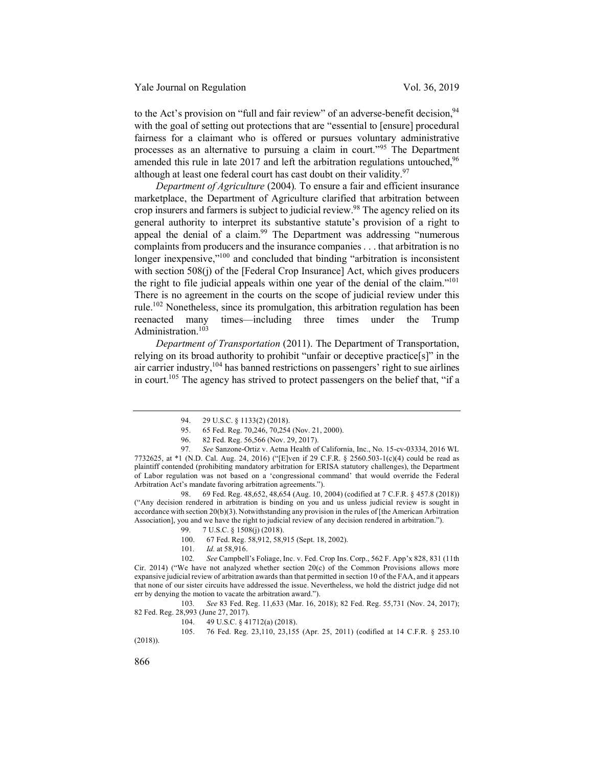to the Act's provision on "full and fair review" of an adverse-benefit decision,[94] with the goal of setting out protections that are "essential to [ensure] procedural fairness for a claimant who is offered or pursues voluntary administrative processes as an alternative to pursuing a claim in court."[95] The Department amended this rule in late 2017 and left the arbitration regulations untouched,[96] although at least one federal court has cast doubt on their validity.[97]

*Department of Agriculture* (2004). To ensure a fair and efficient insurance marketplace, the Department of Agriculture clarified that arbitration between crop insurers and farmers is subject to judicial review.[98] The agency relied on its general authority to interpret its substantive statute's provision of a right to appeal the denial of a claim.[99] The Department was addressing "numerous complaints from producers and the insurance companies . . . that arbitration is no longer inexpensive,"[100] and concluded that binding "arbitration is inconsistent with section 508(j) of the [Federal Crop Insurance] Act, which gives producers the right to file judicial appeals within one year of the denial of the claim."[101] There is no agreement in the courts on the scope of judicial review under this rule.[102] Nonetheless, since its promulgation, this arbitration regulation has been reenacted many times—including three times under the Trump Administration.[103]

*Department of Transportation* (2011). The Department of Transportation, relying on its broad authority to prohibit "unfair or deceptive practice[s]" in the air carrier industry,[104] has banned restrictions on passengers' right to sue airlines in court.[105] The agency has strived to protect passengers on the belief that, "if a

---

94. 29 U.S.C. § 1133(2) (2018).

95. 65 Fed. Reg. 70,246, 70,254 (Nov. 21, 2000).

96. 82 Fed. Reg. 56,566 (Nov. 29, 2017).

97. *See* Sanzone-Ortiz v. Aetna Health of California, Inc., No. 15-cv-03334, 2016 WL 7732625, at *1 (N.D. Cal. Aug. 24, 2016) ("[E]ven if 29 C.F.R. § 2560.503-1(c)(4) could be read as plaintiff contended (prohibiting mandatory arbitration for ERISA statutory challenges), the Department of Labor regulation was not based on a 'congressional command' that would override the Federal Arbitration Act's mandate favoring arbitration agreements.").

98. 69 Fed. Reg. 48,652, 48,654 (Aug. 10, 2004) (codified at 7 C.F.R. § 457.8 (2018)) ("Any decision rendered in arbitration is binding on you and us unless judicial review is sought in accordance with section 20(b)(3). Notwithstanding any provision in the rules of [the American Arbitration Association], you and we have the right to judicial review of any decision rendered in arbitration.").

99. 7 U.S.C. § 1508(j) (2018).

100. 67 Fed. Reg. 58,912, 58,915 (Sept. 18, 2002).

101. *Id.* at 58,916.

102. *See* Campbell's Foliage, Inc. v. Fed. Crop Ins. Corp., 562 F. App'x 828, 831 (11th Cir. 2014) ("We have not analyzed whether section 20(c) of the Common Provisions allows more expansive judicial review of arbitration awards than that permitted in section 10 of the FAA, and it appears that none of our sister circuits have addressed the issue. Nevertheless, we hold the district judge did not err by denying the motion to vacate the arbitration award.").

103. *See* 83 Fed. Reg. 11,633 (Mar. 16, 2018); 82 Fed. Reg. 55,731 (Nov. 24, 2017); 82 Fed. Reg. 28,993 (June 27, 2017).

104. 49 U.S.C. § 41712(a) (2018).

105. 76 Fed. Reg. 23,110, 23,155 (Apr. 25, 2011) (codified at 14 C.F.R. § 253.10 (2018)).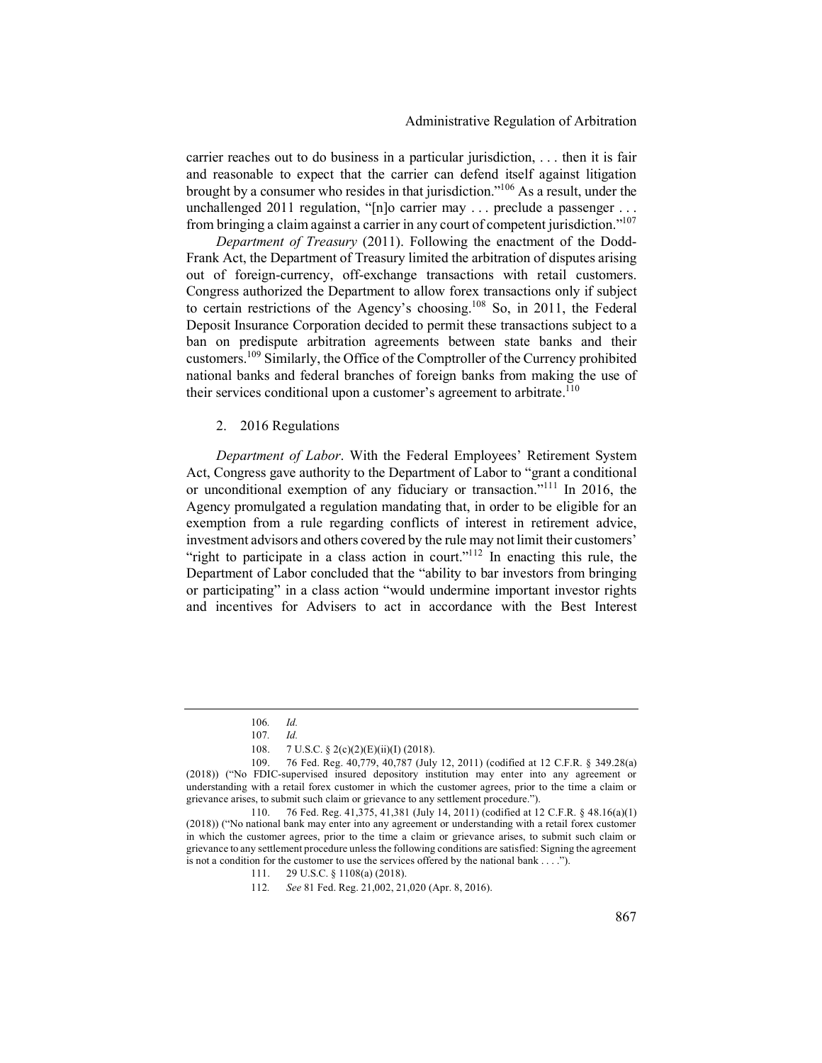carrier reaches out to do business in a particular jurisdiction, . . . then it is fair and reasonable to expect that the carrier can defend itself against litigation brought by a consumer who resides in that jurisdiction."[106] As a result, under the unchallenged 2011 regulation, "[n]o carrier may . . . preclude a passenger . . . from bringing a claim against a carrier in any court of competent jurisdiction."[107]

*Department of Treasury* (2011). Following the enactment of the Dodd-Frank Act, the Department of Treasury limited the arbitration of disputes arising out of foreign-currency, off-exchange transactions with retail customers. Congress authorized the Department to allow forex transactions only if subject to certain restrictions of the Agency's choosing.[108] So, in 2011, the Federal Deposit Insurance Corporation decided to permit these transactions subject to a ban on predispute arbitration agreements between state banks and their customers.[109] Similarly, the Office of the Comptroller of the Currency prohibited national banks and federal branches of foreign banks from making the use of their services conditional upon a customer's agreement to arbitrate.[110]

2. 2016 Regulations

*Department of Labor*. With the Federal Employees' Retirement System Act, Congress gave authority to the Department of Labor to "grant a conditional or unconditional exemption of any fiduciary or transaction."[111] In 2016, the Agency promulgated a regulation mandating that, in order to be eligible for an exemption from a rule regarding conflicts of interest in retirement advice, investment advisors and others covered by the rule may not limit their customers' "right to participate in a class action in court."[112] In enacting this rule, the Department of Labor concluded that the "ability to bar investors from bringing or participating" in a class action "would undermine important investor rights and incentives for Advisers to act in accordance with the Best Interest

---

106. *Id.*

107. *Id.*

108. 7 U.S.C. § 2(c)(2)(E)(ii)(I) (2018).

109. 76 Fed. Reg. 40,779, 40,787 (July 12, 2011) (codified at 12 C.F.R. § 349.28(a) (2018)) ("No FDIC-supervised insured depository institution may enter into any agreement or understanding with a retail forex customer in which the customer agrees, prior to the time a claim or grievance arises, to submit such claim or grievance to any settlement procedure.").

110. 76 Fed. Reg. 41,375, 41,381 (July 14, 2011) (codified at 12 C.F.R. § 48.16(a)(1) (2018)) ("No national bank may enter into any agreement or understanding with a retail forex customer in which the customer agrees, prior to the time a claim or grievance arises, to submit such claim or grievance to any settlement procedure unless the following conditions are satisfied: Signing the agreement is not a condition for the customer to use the services offered by the national bank . . . .").

111. 29 U.S.C. § 1108(a) (2018).

112. *See* 81 Fed. Reg. 21,002, 21,020 (Apr. 8, 2016).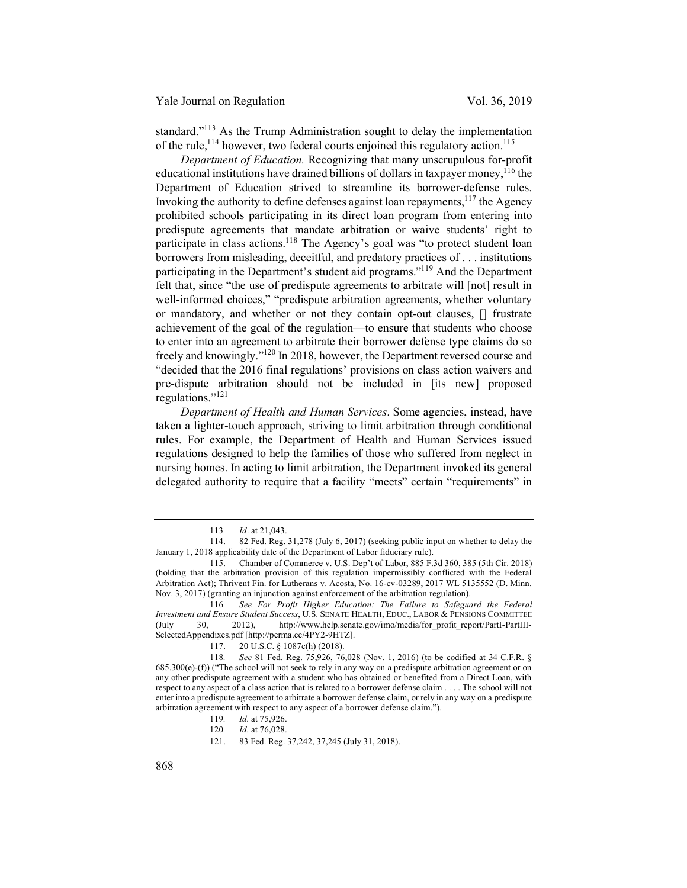standard."[113] As the Trump Administration sought to delay the implementation of the rule,[114] however, two federal courts enjoined this regulatory action.[115]

*Department of Education.* Recognizing that many unscrupulous for-profit educational institutions have drained billions of dollars in taxpayer money,[116] the Department of Education strived to streamline its borrower-defense rules. Invoking the authority to define defenses against loan repayments,[117] the Agency prohibited schools participating in its direct loan program from entering into predispute agreements that mandate arbitration or waive students' right to participate in class actions.[118] The Agency's goal was "to protect student loan borrowers from misleading, deceitful, and predatory practices of . . . institutions participating in the Department's student aid programs."[119] And the Department felt that, since "the use of predispute agreements to arbitrate will [not] result in well-informed choices," "predispute arbitration agreements, whether voluntary or mandatory, and whether or not they contain opt-out clauses, [] frustrate achievement of the goal of the regulation—to ensure that students who choose to enter into an agreement to arbitrate their borrower defense type claims do so freely and knowingly."[120] In 2018, however, the Department reversed course and "decided that the 2016 final regulations' provisions on class action waivers and pre-dispute arbitration should not be included in [its new] proposed regulations."[121]

*Department of Health and Human Services*. Some agencies, instead, have taken a lighter-touch approach, striving to limit arbitration through conditional rules. For example, the Department of Health and Human Services issued regulations designed to help the families of those who suffered from neglect in nursing homes. In acting to limit arbitration, the Department invoked its general delegated authority to require that a facility "meets" certain "requirements" in

---

113. *Id*. at 21,043.

114. 82 Fed. Reg. 31,278 (July 6, 2017) (seeking public input on whether to delay the January 1, 2018 applicability date of the Department of Labor fiduciary rule).

115. Chamber of Commerce v. U.S. Dep't of Labor, 885 F.3d 360, 385 (5th Cir. 2018) (holding that the arbitration provision of this regulation impermissibly conflicted with the Federal Arbitration Act); Thrivent Fin. for Lutherans v. Acosta, No. 16-cv-03289, 2017 WL 5135552 (D. Minn. Nov. 3, 2017) (granting an injunction against enforcement of the arbitration regulation).

116. *See For Profit Higher Education: The Failure to Safeguard the Federal Investment and Ensure Student Success*, U.S. SENATE HEALTH, EDUC., LABOR & PENSIONS COMMITTEE (July 30, 2012), http://www.help.senate.gov/imo/media/for_profit_report/PartI-PartIII-SelectedAppendixes.pdf [http://perma.cc/4PY2-9HTZ].

117. 20 U.S.C. § 1087e(h) (2018).

118. *See* 81 Fed. Reg. 75,926, 76,028 (Nov. 1, 2016) (to be codified at 34 C.F.R. § 685.300(e)-(f)) ("The school will not seek to rely in any way on a predispute arbitration agreement or on any other predispute agreement with a student who has obtained or benefited from a Direct Loan, with respect to any aspect of a class action that is related to a borrower defense claim . . . . The school will not enter into a predispute agreement to arbitrate a borrower defense claim, or rely in any way on a predispute arbitration agreement with respect to any aspect of a borrower defense claim.").

119. *Id.* at 75,926.

120. *Id.* at 76,028.

121. 83 Fed. Reg. 37,242, 37,245 (July 31, 2018).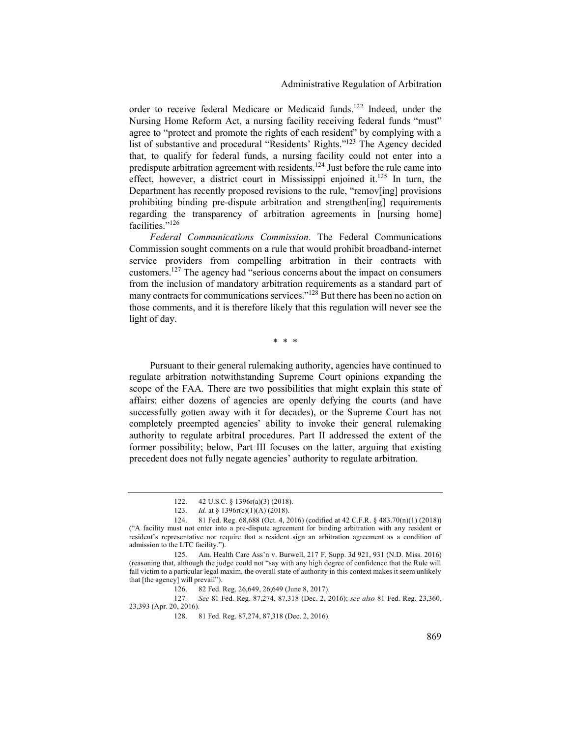order to receive federal Medicare or Medicaid funds.[122] Indeed, under the Nursing Home Reform Act, a nursing facility receiving federal funds "must" agree to "protect and promote the rights of each resident" by complying with a list of substantive and procedural "Residents' Rights."[123] The Agency decided that, to qualify for federal funds, a nursing facility could not enter into a predispute arbitration agreement with residents.[124] Just before the rule came into effect, however, a district court in Mississippi enjoined it.[125] In turn, the Department has recently proposed revisions to the rule, "remov[ing] provisions prohibiting binding pre-dispute arbitration and strengthen[ing] requirements regarding the transparency of arbitration agreements in [nursing home] facilities."[126]

*Federal Communications Commission*. The Federal Communications Commission sought comments on a rule that would prohibit broadband-internet service providers from compelling arbitration in their contracts with customers.[127] The agency had "serious concerns about the impact on consumers from the inclusion of mandatory arbitration requirements as a standard part of many contracts for communications services."[128] But there has been no action on those comments, and it is therefore likely that this regulation will never see the light of day.

\* \* \*

Pursuant to their general rulemaking authority, agencies have continued to regulate arbitration notwithstanding Supreme Court opinions expanding the scope of the FAA. There are two possibilities that might explain this state of affairs: either dozens of agencies are openly defying the courts (and have successfully gotten away with it for decades), or the Supreme Court has not completely preempted agencies' ability to invoke their general rulemaking authority to regulate arbitral procedures. Part II addressed the extent of the former possibility; below, Part III focuses on the latter, arguing that existing precedent does not fully negate agencies' authority to regulate arbitration.

---

122. 42 U.S.C. § 1396r(a)(3) (2018).

123. *Id.* at § 1396r(c)(1)(A) (2018).

124. 81 Fed. Reg. 68,688 (Oct. 4, 2016) (codified at 42 C.F.R. § 483.70(n)(1) (2018)) ("A facility must not enter into a pre-dispute agreement for binding arbitration with any resident or resident's representative nor require that a resident sign an arbitration agreement as a condition of admission to the LTC facility.").

125. Am. Health Care Ass'n v. Burwell, 217 F. Supp. 3d 921, 931 (N.D. Miss. 2016) (reasoning that, although the judge could not "say with any high degree of confidence that the Rule will fall victim to a particular legal maxim, the overall state of authority in this context makes it seem unlikely that [the agency] will prevail").

126. 82 Fed. Reg. 26,649, 26,649 (June 8, 2017).

127. *See* 81 Fed. Reg. 87,274, 87,318 (Dec. 2, 2016); *see also* 81 Fed. Reg. 23,360, 23,393 (Apr. 20, 2016).

128. 81 Fed. Reg. 87,274, 87,318 (Dec. 2, 2016).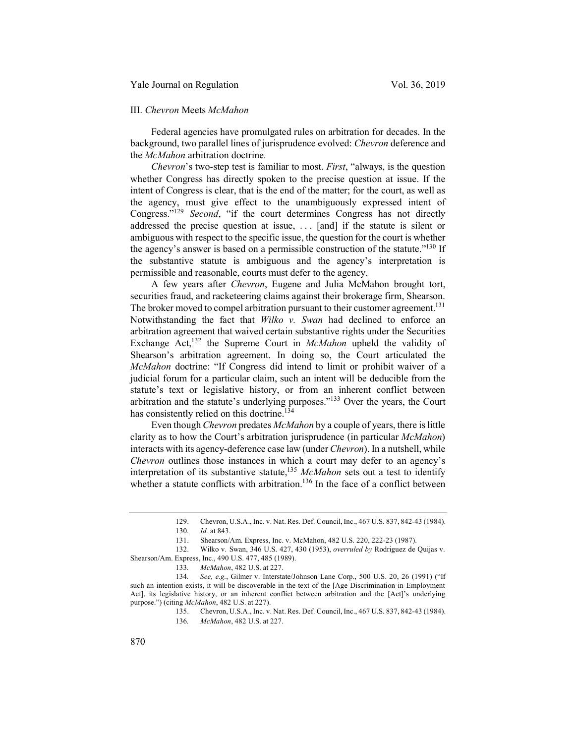### III. *Chevron* Meets *McMahon*

Federal agencies have promulgated rules on arbitration for decades. In the background, two parallel lines of jurisprudence evolved: *Chevron* deference and the *McMahon* arbitration doctrine.

*Chevron*'s two-step test is familiar to most. *First*, "always, is the question whether Congress has directly spoken to the precise question at issue. If the intent of Congress is clear, that is the end of the matter; for the court, as well as the agency, must give effect to the unambiguously expressed intent of Congress."[129] *Second*, "if the court determines Congress has not directly addressed the precise question at issue, . . . [and] if the statute is silent or ambiguous with respect to the specific issue, the question for the court is whether the agency's answer is based on a permissible construction of the statute."[130] If the substantive statute is ambiguous and the agency's interpretation is permissible and reasonable, courts must defer to the agency.

A few years after *Chevron*, Eugene and Julia McMahon brought tort, securities fraud, and racketeering claims against their brokerage firm, Shearson. The broker moved to compel arbitration pursuant to their customer agreement.[131] Notwithstanding the fact that *Wilko v. Swan* had declined to enforce an arbitration agreement that waived certain substantive rights under the Securities Exchange Act,[132] the Supreme Court in *McMahon* upheld the validity of Shearson's arbitration agreement. In doing so, the Court articulated the *McMahon* doctrine: "If Congress did intend to limit or prohibit waiver of a judicial forum for a particular claim, such an intent will be deducible from the statute's text or legislative history, or from an inherent conflict between arbitration and the statute's underlying purposes."[133] Over the years, the Court has consistently relied on this doctrine.[134]

Even though *Chevron* predates *McMahon* by a couple of years, there is little clarity as to how the Court's arbitration jurisprudence (in particular *McMahon*) interacts with its agency-deference case law (under *Chevron*). In a nutshell, while *Chevron* outlines those instances in which a court may defer to an agency's interpretation of its substantive statute,[135] *McMahon* sets out a test to identify whether a statute conflicts with arbitration.[136] In the face of a conflict between

---

129. Chevron, U.S.A., Inc. v. Nat. Res. Def. Council, Inc., 467 U.S. 837, 842-43 (1984).

130. *Id.* at 843.

131. Shearson/Am. Express, Inc. v. McMahon, 482 U.S. 220, 222-23 (1987).

132. Wilko v. Swan, 346 U.S. 427, 430 (1953), *overruled by* Rodriguez de Quijas v. Shearson/Am. Express, Inc., 490 U.S. 477, 485 (1989).

133. *McMahon*, 482 U.S. at 227.

134. *See, e.g.*, Gilmer v. Interstate/Johnson Lane Corp., 500 U.S. 20, 26 (1991) ("If such an intention exists, it will be discoverable in the text of the [Age Discrimination in Employment Act], its legislative history, or an inherent conflict between arbitration and the [Act]'s underlying purpose.") (citing *McMahon*, 482 U.S. at 227).

135. Chevron, U.S.A., Inc. v. Nat. Res. Def. Council, Inc., 467 U.S. 837, 842-43 (1984).

136. *McMahon*, 482 U.S. at 227.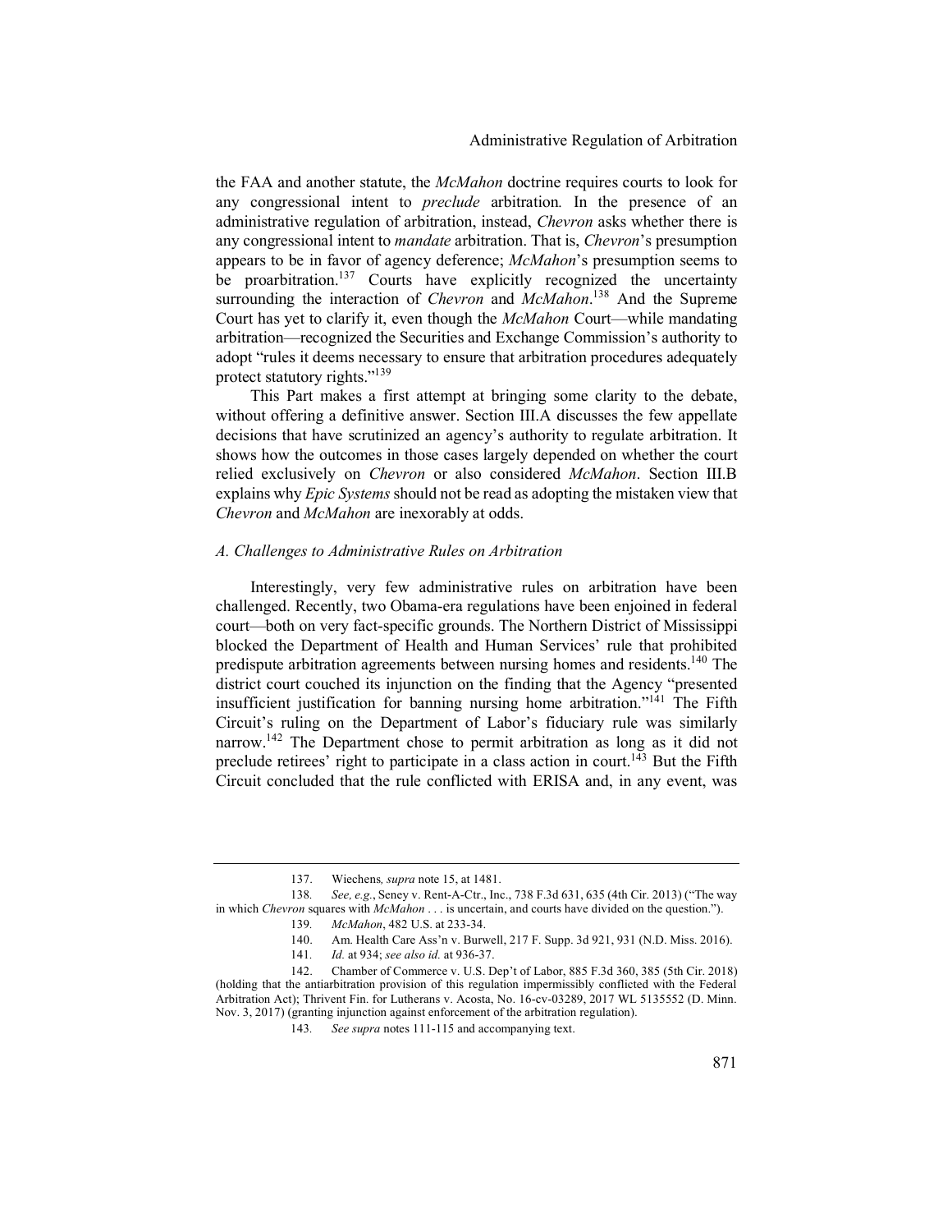the FAA and another statute, the *McMahon* doctrine requires courts to look for any congressional intent to *preclude* arbitration*.* In the presence of an administrative regulation of arbitration, instead, *Chevron* asks whether there is any congressional intent to *mandate* arbitration. That is, *Chevron*'s presumption appears to be in favor of agency deference; *McMahon*'s presumption seems to be proarbitration.[137] Courts have explicitly recognized the uncertainty surrounding the interaction of *Chevron* and *McMahon*.[138] And the Supreme Court has yet to clarify it, even though the *McMahon* Court—while mandating arbitration—recognized the Securities and Exchange Commission's authority to adopt "rules it deems necessary to ensure that arbitration procedures adequately protect statutory rights."[139]

This Part makes a first attempt at bringing some clarity to the debate, without offering a definitive answer. Section III.A discusses the few appellate decisions that have scrutinized an agency's authority to regulate arbitration. It shows how the outcomes in those cases largely depended on whether the court relied exclusively on *Chevron* or also considered *McMahon*. Section III.B explains why *Epic Systems* should not be read as adopting the mistaken view that *Chevron* and *McMahon* are inexorably at odds.

### *A. Challenges to Administrative Rules on Arbitration*

Interestingly, very few administrative rules on arbitration have been challenged. Recently, two Obama-era regulations have been enjoined in federal court—both on very fact-specific grounds. The Northern District of Mississippi blocked the Department of Health and Human Services' rule that prohibited predispute arbitration agreements between nursing homes and residents.[140] The district court couched its injunction on the finding that the Agency "presented insufficient justification for banning nursing home arbitration."[141] The Fifth Circuit's ruling on the Department of Labor's fiduciary rule was similarly narrow.[142] The Department chose to permit arbitration as long as it did not preclude retirees' right to participate in a class action in court.[143] But the Fifth Circuit concluded that the rule conflicted with ERISA and, in any event, was

---

137. Wiechens*, supra* note 15, at 1481.

138*. See, e.g.*, Seney v. Rent-A-Ctr., Inc., 738 F.3d 631, 635 (4th Cir. 2013) ("The way in which *Chevron* squares with *McMahon* . . . is uncertain, and courts have divided on the question.").

139*. McMahon*, 482 U.S. at 233-34.

140. Am. Health Care Ass'n v. Burwell, 217 F. Supp. 3d 921, 931 (N.D. Miss. 2016).

141*. Id.* at 934; *see also id.* at 936-37.

142. Chamber of Commerce v. U.S. Dep't of Labor, 885 F.3d 360, 385 (5th Cir. 2018) (holding that the antiarbitration provision of this regulation impermissibly conflicted with the Federal Arbitration Act); Thrivent Fin. for Lutherans v. Acosta, No. 16-cv-03289, 2017 WL 5135552 (D. Minn. Nov. 3, 2017) (granting injunction against enforcement of the arbitration regulation).

143*. See supra* notes 111-115 and accompanying text.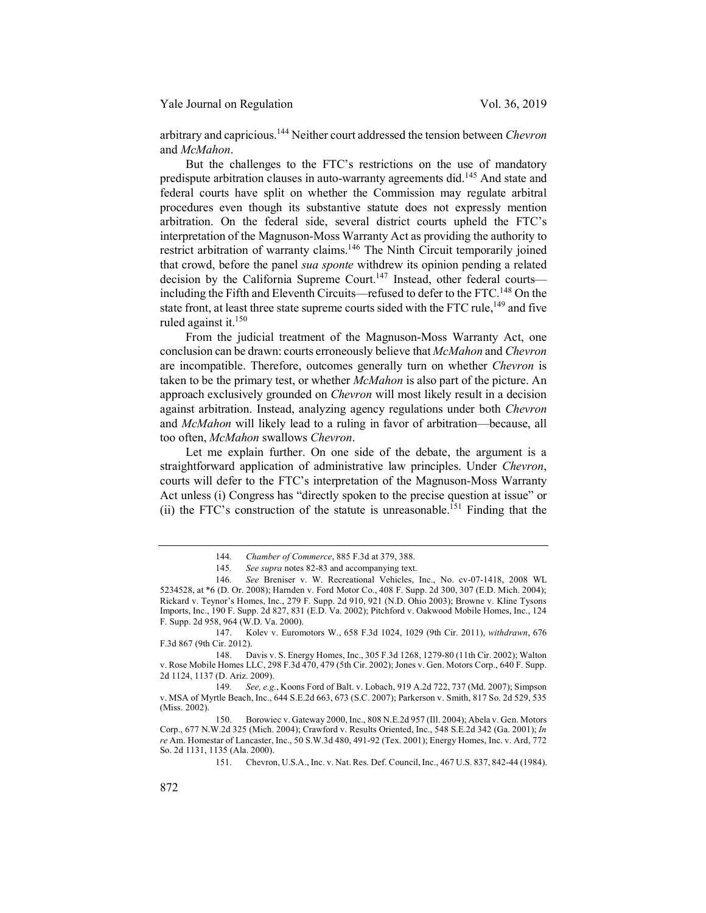arbitrary and capricious.[144] Neither court addressed the tension between *Chevron* and *McMahon*.

But the challenges to the FTC's restrictions on the use of mandatory predispute arbitration clauses in auto-warranty agreements did.[145] And state and federal courts have split on whether the Commission may regulate arbitral procedures even though its substantive statute does not expressly mention arbitration. On the federal side, several district courts upheld the FTC's interpretation of the Magnuson-Moss Warranty Act as providing the authority to restrict arbitration of warranty claims.[146] The Ninth Circuit temporarily joined that crowd, before the panel *sua sponte* withdrew its opinion pending a related decision by the California Supreme Court.[147] Instead, other federal courts—including the Fifth and Eleventh Circuits—refused to defer to the FTC.[148] On the state front, at least three state supreme courts sided with the FTC rule,[149] and five ruled against it.[150]

From the judicial treatment of the Magnuson-Moss Warranty Act, one conclusion can be drawn: courts erroneously believe that *McMahon* and *Chevron* are incompatible. Therefore, outcomes generally turn on whether *Chevron* is taken to be the primary test, or whether *McMahon* is also part of the picture. An approach exclusively grounded on *Chevron* will most likely result in a decision against arbitration. Instead, analyzing agency regulations under both *Chevron* and *McMahon* will likely lead to a ruling in favor of arbitration—because, all too often, *McMahon* swallows *Chevron*.

Let me explain further. On one side of the debate, the argument is a straightforward application of administrative law principles. Under *Chevron*, courts will defer to the FTC's interpretation of the Magnuson-Moss Warranty Act unless (i) Congress has "directly spoken to the precise question at issue" or (ii) the FTC's construction of the statute is unreasonable.[151] Finding that the

---

144. *Chamber of Commerce*, 885 F.3d at 379, 388.

145. *See supra* notes 82-83 and accompanying text.

146. *See* Breniser v. W. Recreational Vehicles, Inc., No. cv-07-1418, 2008 WL 5234528, at *6 (D. Or. 2008); Harnden v. Ford Motor Co., 408 F. Supp. 2d 300, 307 (E.D. Mich. 2004); Rickard v. Teynor's Homes, Inc., 279 F. Supp. 2d 910, 921 (N.D. Ohio 2003); Browne v. Kline Tysons Imports, Inc., 190 F. Supp. 2d 827, 831 (E.D. Va. 2002); Pitchford v. Oakwood Mobile Homes, Inc., 124 F. Supp. 2d 958, 964 (W.D. Va. 2000).

147. Kolev v. Euromotors W., 658 F.3d 1024, 1029 (9th Cir. 2011), *withdrawn*, 676 F.3d 867 (9th Cir. 2012).

148. Davis v. S. Energy Homes, Inc., 305 F.3d 1268, 1279-80 (11th Cir. 2002); Walton v. Rose Mobile Homes LLC, 298 F.3d 470, 479 (5th Cir. 2002); Jones v. Gen. Motors Corp., 640 F. Supp. 2d 1124, 1137 (D. Ariz. 2009).

149. *See, e.g.*, Koons Ford of Balt. v. Lobach, 919 A.2d 722, 737 (Md. 2007); Simpson v. MSA of Myrtle Beach, Inc., 644 S.E.2d 663, 673 (S.C. 2007); Parkerson v. Smith, 817 So. 2d 529, 535 (Miss. 2002).

150. Borowiec v. Gateway 2000, Inc., 808 N.E.2d 957 (Ill. 2004); Abela v. Gen. Motors Corp., 677 N.W.2d 325 (Mich. 2004); Crawford v. Results Oriented, Inc., 548 S.E.2d 342 (Ga. 2001); *In re* Am. Homestar of Lancaster, Inc., 50 S.W.3d 480, 491-92 (Tex. 2001); Energy Homes, Inc. v. Ard, 772 So. 2d 1131, 1135 (Ala. 2000).

151. Chevron, U.S.A., Inc. v. Nat. Res. Def. Council, Inc., 467 U.S. 837, 842-44 (1984).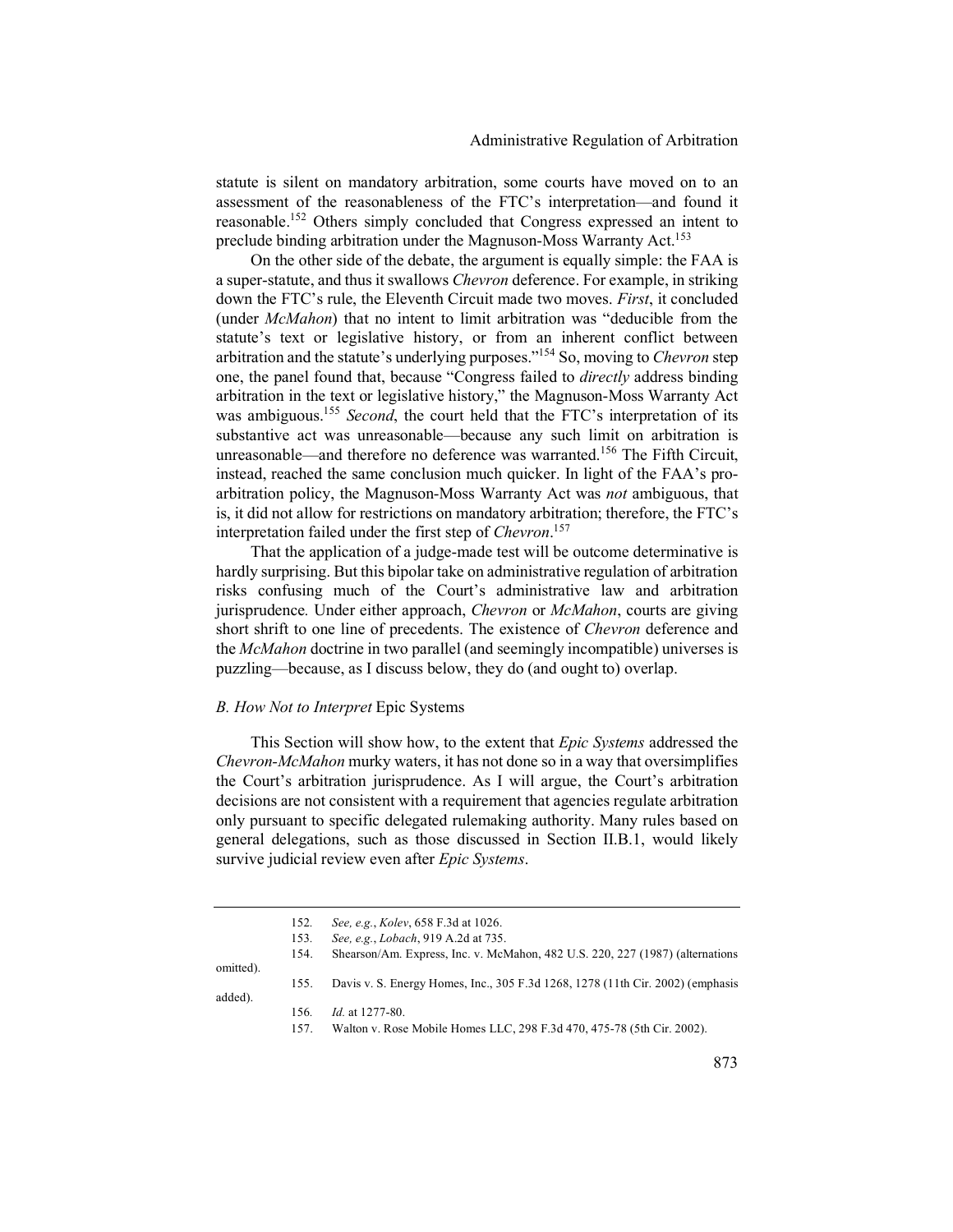statute is silent on mandatory arbitration, some courts have moved on to an assessment of the reasonableness of the FTC's interpretation—and found it reasonable.[152] Others simply concluded that Congress expressed an intent to preclude binding arbitration under the Magnuson-Moss Warranty Act.[153]

On the other side of the debate, the argument is equally simple: the FAA is a super-statute, and thus it swallows *Chevron* deference. For example, in striking down the FTC's rule, the Eleventh Circuit made two moves. *First*, it concluded (under *McMahon*) that no intent to limit arbitration was "deducible from the statute's text or legislative history, or from an inherent conflict between arbitration and the statute's underlying purposes."[154] So, moving to *Chevron* step one, the panel found that, because "Congress failed to *directly* address binding arbitration in the text or legislative history," the Magnuson-Moss Warranty Act was ambiguous.[155] *Second*, the court held that the FTC's interpretation of its substantive act was unreasonable—because any such limit on arbitration is unreasonable—and therefore no deference was warranted.[156] The Fifth Circuit, instead, reached the same conclusion much quicker. In light of the FAA's pro-arbitration policy, the Magnuson-Moss Warranty Act was *not* ambiguous, that is, it did not allow for restrictions on mandatory arbitration; therefore, the FTC's interpretation failed under the first step of *Chevron*.[157]

That the application of a judge-made test will be outcome determinative is hardly surprising. But this bipolar take on administrative regulation of arbitration risks confusing much of the Court's administrative law and arbitration jurisprudence. Under either approach, *Chevron* or *McMahon*, courts are giving short shrift to one line of precedents. The existence of *Chevron* deference and the *McMahon* doctrine in two parallel (and seemingly incompatible) universes is puzzling—because, as I discuss below, they do (and ought to) overlap.

### *B. How Not to Interpret* Epic Systems

This Section will show how, to the extent that *Epic Systems* addressed the *Chevron-McMahon* murky waters, it has not done so in a way that oversimplifies the Court's arbitration jurisprudence. As I will argue, the Court's arbitration decisions are not consistent with a requirement that agencies regulate arbitration only pursuant to specific delegated rulemaking authority. Many rules based on general delegations, such as those discussed in Section II.B.1, would likely survive judicial review even after *Epic Systems*.

---

152. *See, e.g.*, *Kolev*, 658 F.3d at 1026.

153. *See, e.g.*, *Lobach*, 919 A.2d at 735.

154. Shearson/Am. Express, Inc. v. McMahon, 482 U.S. 220, 227 (1987) (alternations omitted).

155. Davis v. S. Energy Homes, Inc., 305 F.3d 1268, 1278 (11th Cir. 2002) (emphasis added).

156. *Id.* at 1277-80.

157. Walton v. Rose Mobile Homes LLC, 298 F.3d 470, 475-78 (5th Cir. 2002).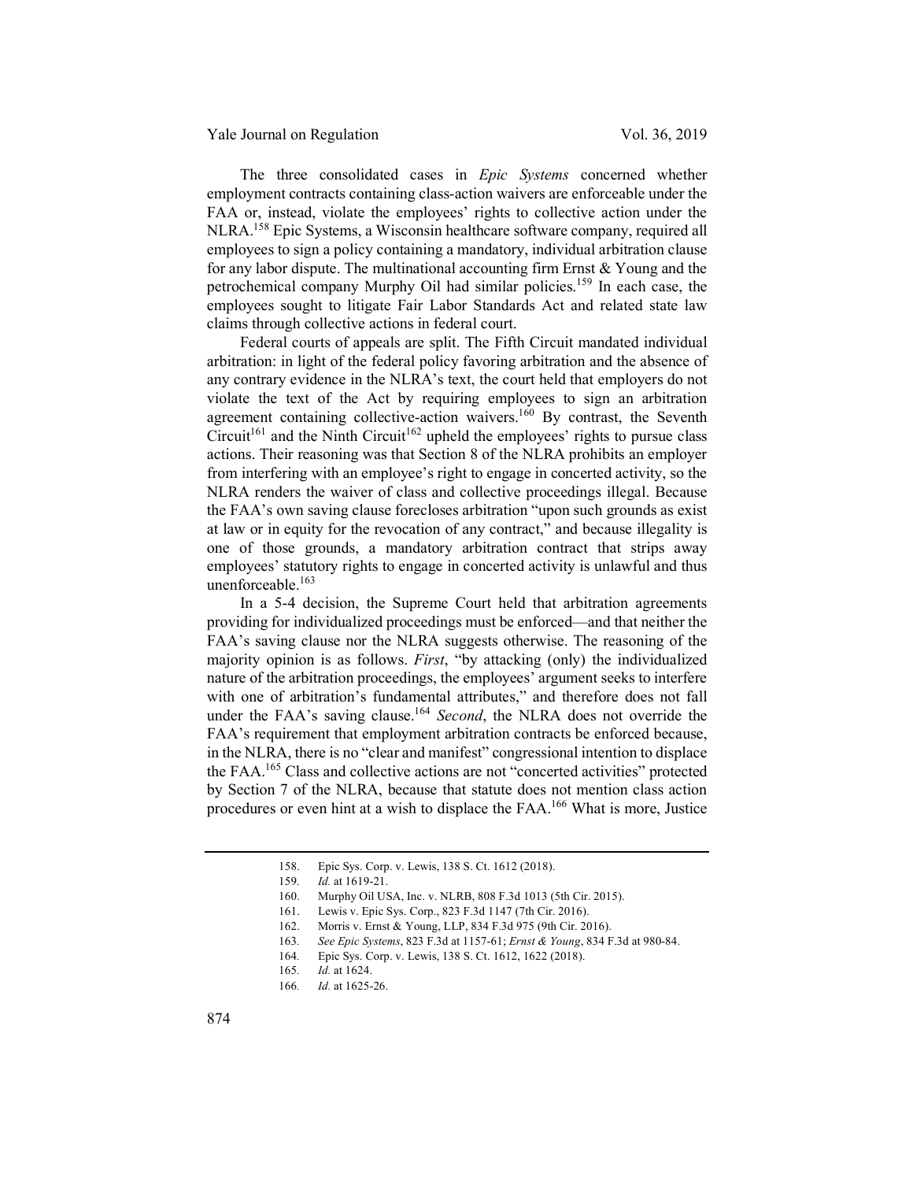The three consolidated cases in *Epic Systems* concerned whether employment contracts containing class-action waivers are enforceable under the FAA or, instead, violate the employees' rights to collective action under the NLRA.[158] Epic Systems, a Wisconsin healthcare software company, required all employees to sign a policy containing a mandatory, individual arbitration clause for any labor dispute. The multinational accounting firm Ernst & Young and the petrochemical company Murphy Oil had similar policies.[159] In each case, the employees sought to litigate Fair Labor Standards Act and related state law claims through collective actions in federal court.

Federal courts of appeals are split. The Fifth Circuit mandated individual arbitration: in light of the federal policy favoring arbitration and the absence of any contrary evidence in the NLRA's text, the court held that employers do not violate the text of the Act by requiring employees to sign an arbitration agreement containing collective-action waivers.[160] By contrast, the Seventh Circuit[161] and the Ninth Circuit[162] upheld the employees' rights to pursue class actions. Their reasoning was that Section 8 of the NLRA prohibits an employer from interfering with an employee's right to engage in concerted activity, so the NLRA renders the waiver of class and collective proceedings illegal. Because the FAA's own saving clause forecloses arbitration "upon such grounds as exist at law or in equity for the revocation of any contract," and because illegality is one of those grounds, a mandatory arbitration contract that strips away employees' statutory rights to engage in concerted activity is unlawful and thus unenforceable.[163]

In a 5-4 decision, the Supreme Court held that arbitration agreements providing for individualized proceedings must be enforced—and that neither the FAA's saving clause nor the NLRA suggests otherwise. The reasoning of the majority opinion is as follows. *First*, "by attacking (only) the individualized nature of the arbitration proceedings, the employees' argument seeks to interfere with one of arbitration's fundamental attributes," and therefore does not fall under the FAA's saving clause.[164] *Second*, the NLRA does not override the FAA's requirement that employment arbitration contracts be enforced because, in the NLRA, there is no "clear and manifest" congressional intention to displace the FAA.[165] Class and collective actions are not "concerted activities" protected by Section 7 of the NLRA, because that statute does not mention class action procedures or even hint at a wish to displace the FAA.[166] What is more, Justice

158. Epic Sys. Corp. v. Lewis, 138 S. Ct. 1612 (2018).
159. *Id.* at 1619-21.
160. Murphy Oil USA, Inc. v. NLRB, 808 F.3d 1013 (5th Cir. 2015).
161. Lewis v. Epic Sys. Corp., 823 F.3d 1147 (7th Cir. 2016).
162. Morris v. Ernst & Young, LLP, 834 F.3d 975 (9th Cir. 2016).
163. *See Epic Systems*, 823 F.3d at 1157-61; *Ernst & Young*, 834 F.3d at 980-84.
164. Epic Sys. Corp. v. Lewis, 138 S. Ct. 1612, 1622 (2018).
165. *Id.* at 1624.
166. *Id.* at 1625-26.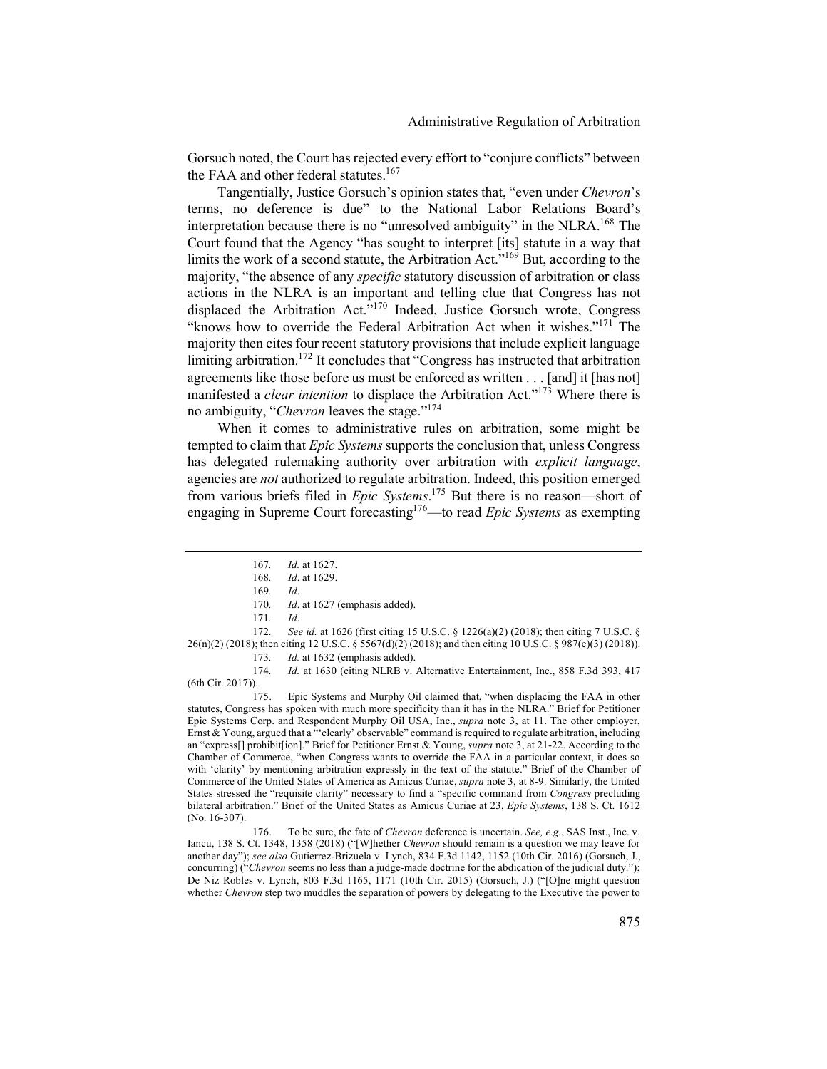Gorsuch noted, the Court has rejected every effort to "conjure conflicts" between the FAA and other federal statutes.[167]

Tangentially, Justice Gorsuch's opinion states that, "even under *Chevron*'s terms, no deference is due" to the National Labor Relations Board's interpretation because there is no "unresolved ambiguity" in the NLRA.[168] The Court found that the Agency "has sought to interpret [its] statute in a way that limits the work of a second statute, the Arbitration Act."[169] But, according to the majority, "the absence of any *specific* statutory discussion of arbitration or class actions in the NLRA is an important and telling clue that Congress has not displaced the Arbitration Act."[170] Indeed, Justice Gorsuch wrote, Congress "knows how to override the Federal Arbitration Act when it wishes."[171] The majority then cites four recent statutory provisions that include explicit language limiting arbitration.[172] It concludes that "Congress has instructed that arbitration agreements like those before us must be enforced as written . . . [and] it [has not] manifested a *clear intention* to displace the Arbitration Act."[173] Where there is no ambiguity, "*Chevron* leaves the stage."[174]

When it comes to administrative rules on arbitration, some might be tempted to claim that *Epic Systems* supports the conclusion that, unless Congress has delegated rulemaking authority over arbitration with *explicit language*, agencies are *not* authorized to regulate arbitration. Indeed, this position emerged from various briefs filed in *Epic Systems*.[175] But there is no reason—short of engaging in Supreme Court forecasting[176]—to read *Epic Systems* as exempting

---

167. *Id.* at 1627.

168. *Id*. at 1629.

169. *Id*.

170. *Id*. at 1627 (emphasis added).

171. *Id*.

172. *See id.* at 1626 (first citing 15 U.S.C. § 1226(a)(2) (2018); then citing 7 U.S.C. § 26(n)(2) (2018); then citing 12 U.S.C. § 5567(d)(2) (2018); and then citing 10 U.S.C. § 987(e)(3) (2018)).

173. *Id.* at 1632 (emphasis added).

174. *Id.* at 1630 (citing NLRB v. Alternative Entertainment, Inc., 858 F.3d 393, 417 (6th Cir. 2017)).

175. Epic Systems and Murphy Oil claimed that, "when displacing the FAA in other statutes, Congress has spoken with much more specificity than it has in the NLRA." Brief for Petitioner Epic Systems Corp. and Respondent Murphy Oil USA, Inc., *supra* note 3, at 11. The other employer, Ernst & Young, argued that a "'clearly' observable" command is required to regulate arbitration, including an "express[] prohibit[ion]." Brief for Petitioner Ernst & Young, *supra* note 3, at 21-22. According to the Chamber of Commerce, "when Congress wants to override the FAA in a particular context, it does so with 'clarity' by mentioning arbitration expressly in the text of the statute." Brief of the Chamber of Commerce of the United States of America as Amicus Curiae, *supra* note 3, at 8-9. Similarly, the United States stressed the "requisite clarity" necessary to find a "specific command from *Congress* precluding bilateral arbitration." Brief of the United States as Amicus Curiae at 23, *Epic Systems*, 138 S. Ct. 1612 (No. 16-307).

176. To be sure, the fate of *Chevron* deference is uncertain. *See, e.g.*, SAS Inst., Inc. v. Iancu, 138 S. Ct. 1348, 1358 (2018) ("[W]hether *Chevron* should remain is a question we may leave for another day"); *see also* Gutierrez-Brizuela v. Lynch, 834 F.3d 1142, 1152 (10th Cir. 2016) (Gorsuch, J., concurring) ("*Chevron* seems no less than a judge-made doctrine for the abdication of the judicial duty."); De Niz Robles v. Lynch, 803 F.3d 1165, 1171 (10th Cir. 2015) (Gorsuch, J.) ("[O]ne might question whether *Chevron* step two muddles the separation of powers by delegating to the Executive the power to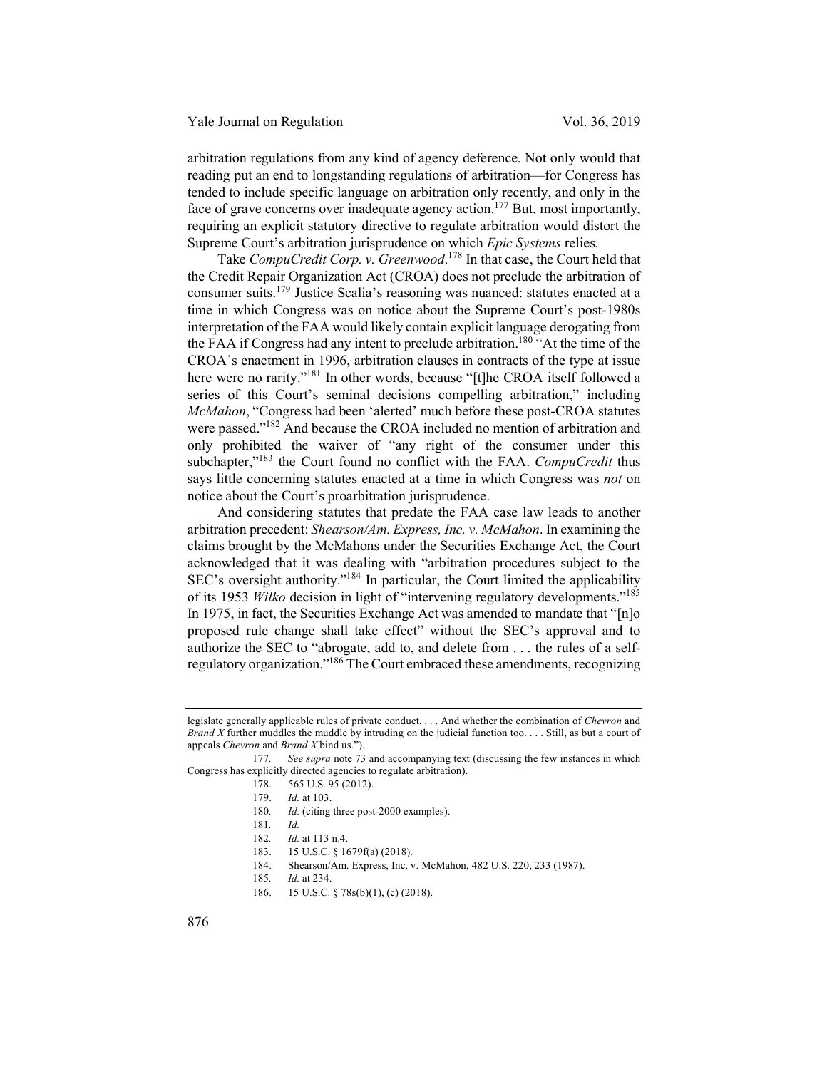arbitration regulations from any kind of agency deference. Not only would that reading put an end to longstanding regulations of arbitration—for Congress has tended to include specific language on arbitration only recently, and only in the face of grave concerns over inadequate agency action.[177] But, most importantly, requiring an explicit statutory directive to regulate arbitration would distort the Supreme Court's arbitration jurisprudence on which *Epic Systems* relies.

Take *CompuCredit Corp. v. Greenwood*.[178] In that case, the Court held that the Credit Repair Organization Act (CROA) does not preclude the arbitration of consumer suits.[179] Justice Scalia's reasoning was nuanced: statutes enacted at a time in which Congress was on notice about the Supreme Court's post-1980s interpretation of the FAA would likely contain explicit language derogating from the FAA if Congress had any intent to preclude arbitration.[180] "At the time of the CROA's enactment in 1996, arbitration clauses in contracts of the type at issue here were no rarity."[181] In other words, because "[t]he CROA itself followed a series of this Court's seminal decisions compelling arbitration," including *McMahon*, "Congress had been 'alerted' much before these post-CROA statutes were passed."[182] And because the CROA included no mention of arbitration and only prohibited the waiver of "any right of the consumer under this subchapter,"[183] the Court found no conflict with the FAA. *CompuCredit* thus says little concerning statutes enacted at a time in which Congress was *not* on notice about the Court's proarbitration jurisprudence.

And considering statutes that predate the FAA case law leads to another arbitration precedent: *Shearson/Am. Express, Inc. v. McMahon*. In examining the claims brought by the McMahons under the Securities Exchange Act, the Court acknowledged that it was dealing with "arbitration procedures subject to the SEC's oversight authority."[184] In particular, the Court limited the applicability of its 1953 *Wilko* decision in light of "intervening regulatory developments."[185] In 1975, in fact, the Securities Exchange Act was amended to mandate that "[n]o proposed rule change shall take effect" without the SEC's approval and to authorize the SEC to "abrogate, add to, and delete from . . . the rules of a self-regulatory organization."[186] The Court embraced these amendments, recognizing

---

legislate generally applicable rules of private conduct. . . . And whether the combination of *Chevron* and *Brand X* further muddles the muddle by intruding on the judicial function too. . . . Still, as but a court of appeals *Chevron* and *Brand X* bind us.").

177. *See supra* note 73 and accompanying text (discussing the few instances in which Congress has explicitly directed agencies to regulate arbitration).

178. 565 U.S. 95 (2012).

179. *Id.* at 103.

180. *Id.* (citing three post-2000 examples).

181. *Id.*

182. *Id.* at 113 n.4.

183. 15 U.S.C. § 1679f(a) (2018).

184. Shearson/Am. Express, Inc. v. McMahon, 482 U.S. 220, 233 (1987).

185. *Id.* at 234.

186. 15 U.S.C. § 78s(b)(1), (c) (2018).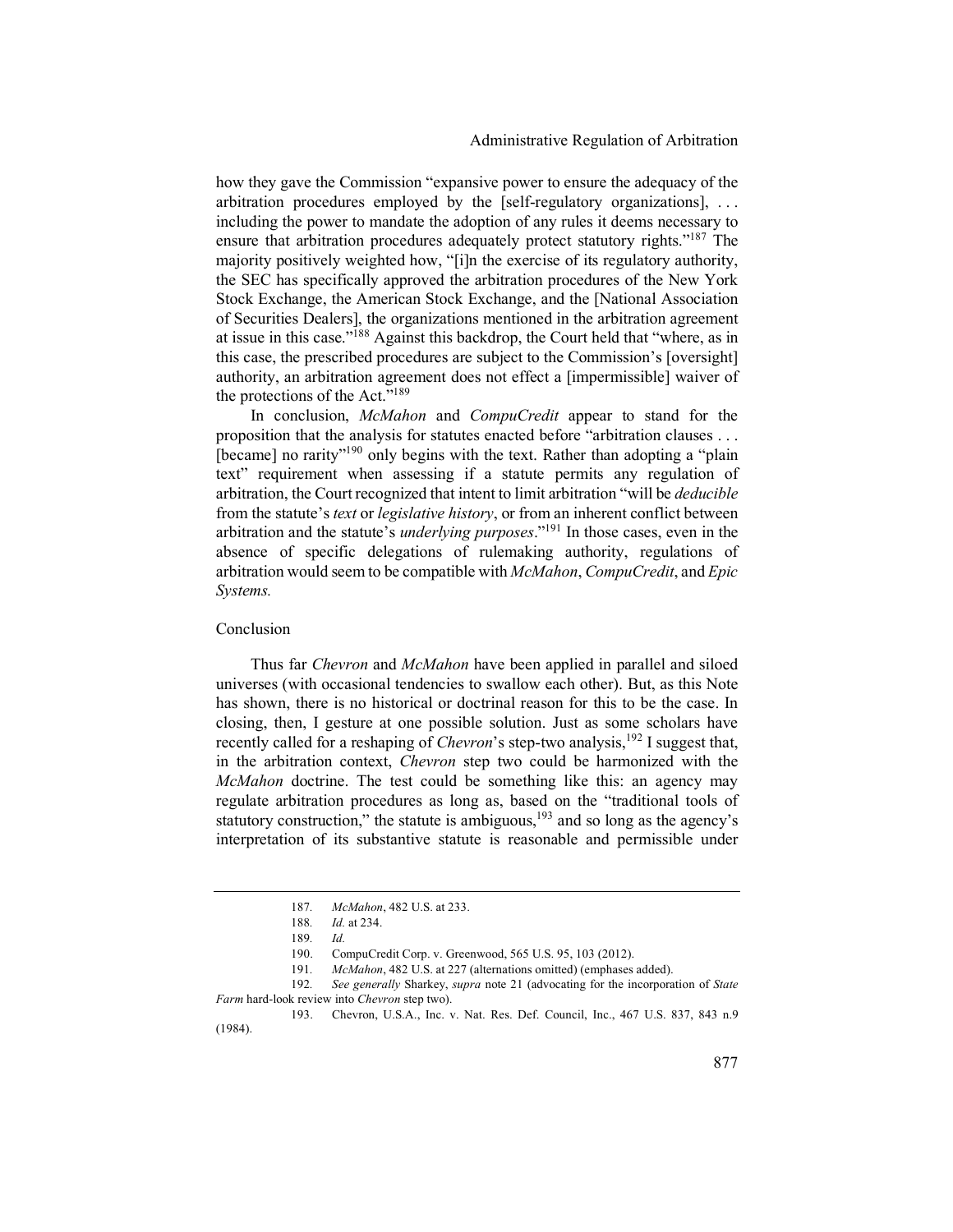how they gave the Commission "expansive power to ensure the adequacy of the arbitration procedures employed by the [self-regulatory organizations], . . . including the power to mandate the adoption of any rules it deems necessary to ensure that arbitration procedures adequately protect statutory rights."[187] The majority positively weighted how, "[i]n the exercise of its regulatory authority, the SEC has specifically approved the arbitration procedures of the New York Stock Exchange, the American Stock Exchange, and the [National Association of Securities Dealers], the organizations mentioned in the arbitration agreement at issue in this case."[188] Against this backdrop, the Court held that "where, as in this case, the prescribed procedures are subject to the Commission's [oversight] authority, an arbitration agreement does not effect a [impermissible] waiver of the protections of the Act."[189]

In conclusion, *McMahon* and *CompuCredit* appear to stand for the proposition that the analysis for statutes enacted before "arbitration clauses . . . [became] no rarity"[190] only begins with the text. Rather than adopting a "plain text" requirement when assessing if a statute permits any regulation of arbitration, the Court recognized that intent to limit arbitration "will be *deducible* from the statute's *text* or *legislative history*, or from an inherent conflict between arbitration and the statute's *underlying purposes*."[191] In those cases, even in the absence of specific delegations of rulemaking authority, regulations of arbitration would seem to be compatible with *McMahon*, *CompuCredit*, and *Epic Systems.*

## Conclusion

Thus far *Chevron* and *McMahon* have been applied in parallel and siloed universes (with occasional tendencies to swallow each other). But, as this Note has shown, there is no historical or doctrinal reason for this to be the case. In closing, then, I gesture at one possible solution. Just as some scholars have recently called for a reshaping of *Chevron*'s step-two analysis,[192] I suggest that, in the arbitration context, *Chevron* step two could be harmonized with the *McMahon* doctrine. The test could be something like this: an agency may regulate arbitration procedures as long as, based on the "traditional tools of statutory construction," the statute is ambiguous,[193] and so long as the agency's interpretation of its substantive statute is reasonable and permissible under

---

187. *McMahon*, 482 U.S. at 233.

188. *Id.* at 234.

189. *Id.*

190. CompuCredit Corp. v. Greenwood, 565 U.S. 95, 103 (2012).

191. *McMahon*, 482 U.S. at 227 (alternations omitted) (emphases added).

192. *See generally* Sharkey, *supra* note 21 (advocating for the incorporation of *State Farm* hard-look review into *Chevron* step two).

193. Chevron, U.S.A., Inc. v. Nat. Res. Def. Council, Inc., 467 U.S. 837, 843 n.9 (1984).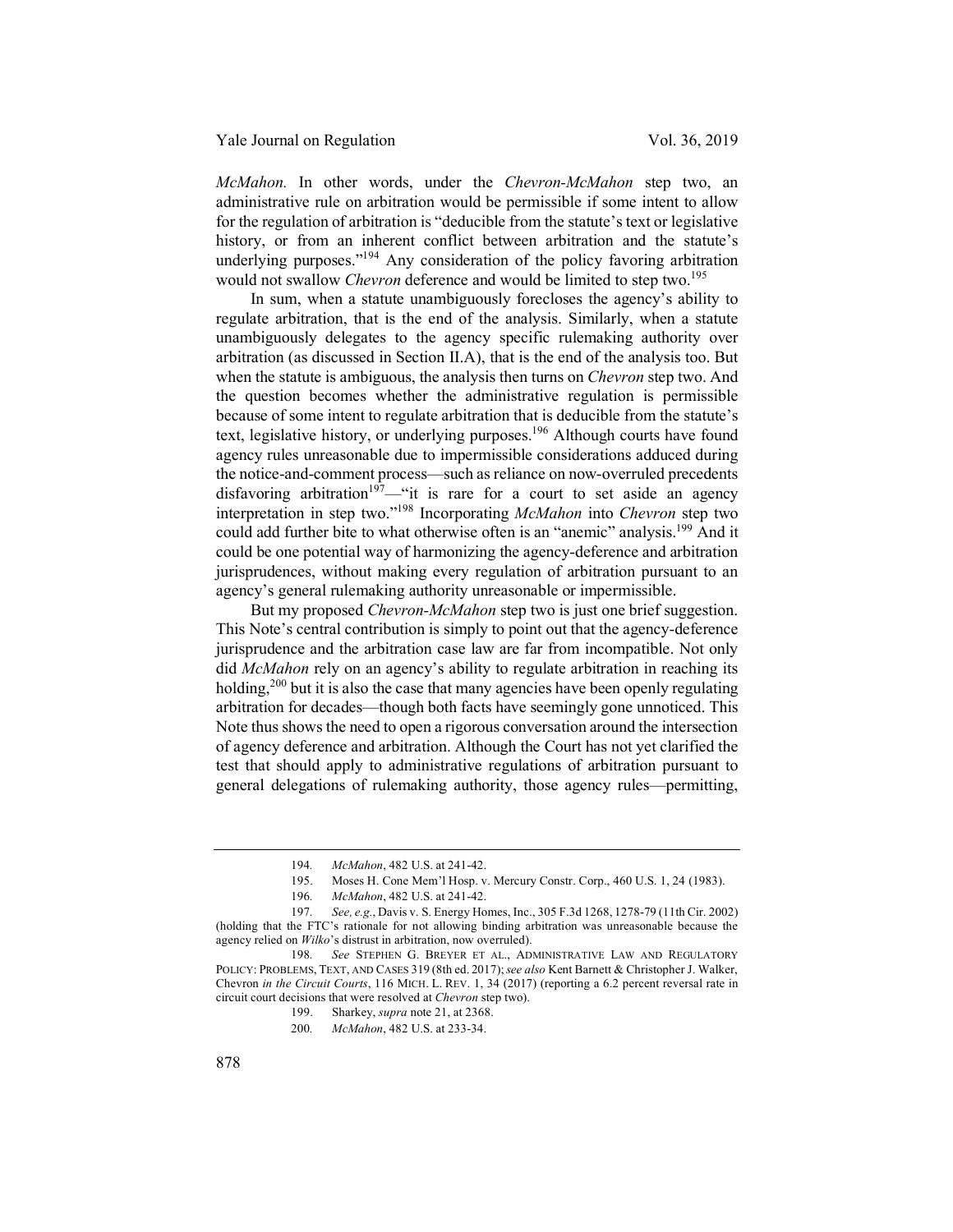*McMahon.* In other words, under the *Chevron-McMahon* step two, an administrative rule on arbitration would be permissible if some intent to allow for the regulation of arbitration is "deducible from the statute's text or legislative history, or from an inherent conflict between arbitration and the statute's underlying purposes."[194] Any consideration of the policy favoring arbitration would not swallow *Chevron* deference and would be limited to step two.[195]

In sum, when a statute unambiguously forecloses the agency's ability to regulate arbitration, that is the end of the analysis. Similarly, when a statute unambiguously delegates to the agency specific rulemaking authority over arbitration (as discussed in Section II.A), that is the end of the analysis too. But when the statute is ambiguous, the analysis then turns on *Chevron* step two. And the question becomes whether the administrative regulation is permissible because of some intent to regulate arbitration that is deducible from the statute's text, legislative history, or underlying purposes.[196] Although courts have found agency rules unreasonable due to impermissible considerations adduced during the notice-and-comment process—such as reliance on now-overruled precedents disfavoring arbitration[197]—"it is rare for a court to set aside an agency interpretation in step two."[198] Incorporating *McMahon* into *Chevron* step two could add further bite to what otherwise often is an "anemic" analysis.[199] And it could be one potential way of harmonizing the agency-deference and arbitration jurisprudences, without making every regulation of arbitration pursuant to an agency's general rulemaking authority unreasonable or impermissible.

But my proposed *Chevron-McMahon* step two is just one brief suggestion. This Note's central contribution is simply to point out that the agency-deference jurisprudence and the arbitration case law are far from incompatible. Not only did *McMahon* rely on an agency's ability to regulate arbitration in reaching its holding,[200] but it is also the case that many agencies have been openly regulating arbitration for decades—though both facts have seemingly gone unnoticed. This Note thus shows the need to open a rigorous conversation around the intersection of agency deference and arbitration. Although the Court has not yet clarified the test that should apply to administrative regulations of arbitration pursuant to general delegations of rulemaking authority, those agency rules—permitting,

---

194. *McMahon*, 482 U.S. at 241-42.

195. Moses H. Cone Mem'l Hosp. v. Mercury Constr. Corp., 460 U.S. 1, 24 (1983).

196. *McMahon*, 482 U.S. at 241-42.

197. *See, e.g.*, Davis v. S. Energy Homes, Inc., 305 F.3d 1268, 1278-79 (11th Cir. 2002) (holding that the FTC's rationale for not allowing binding arbitration was unreasonable because the agency relied on *Wilko*'s distrust in arbitration, now overruled).

198. *See* STEPHEN G. BREYER ET AL., ADMINISTRATIVE LAW AND REGULATORY POLICY: PROBLEMS, TEXT, AND CASES 319 (8th ed. 2017); *see also* Kent Barnett & Christopher J. Walker, Chevron *in the Circuit Courts*, 116 MICH. L. REV. 1, 34 (2017) (reporting a 6.2 percent reversal rate in circuit court decisions that were resolved at *Chevron* step two).

199. Sharkey, *supra* note 21, at 2368.

200. *McMahon*, 482 U.S. at 233-34.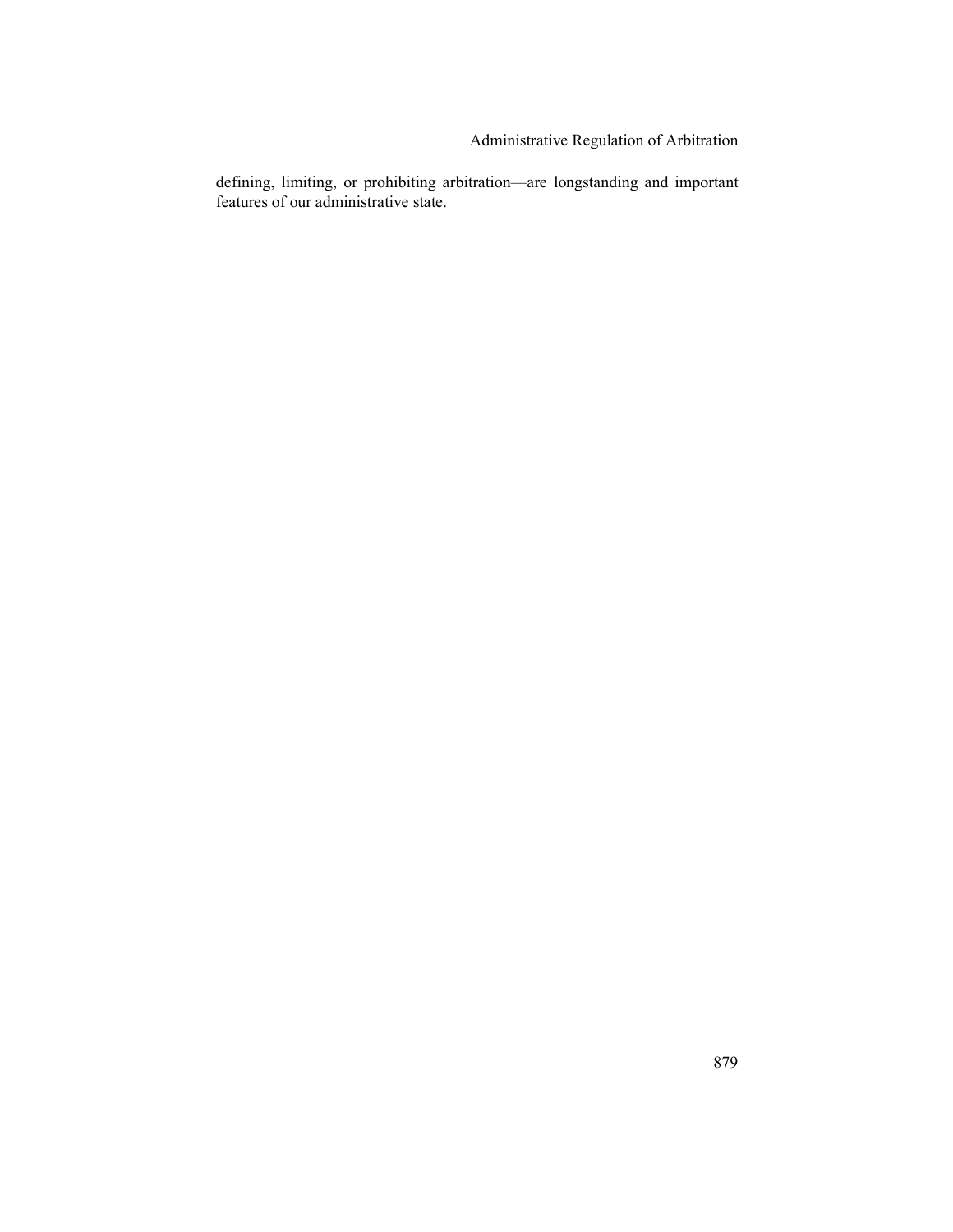defining, limiting, or prohibiting arbitration—are longstanding and important features of our administrative state.